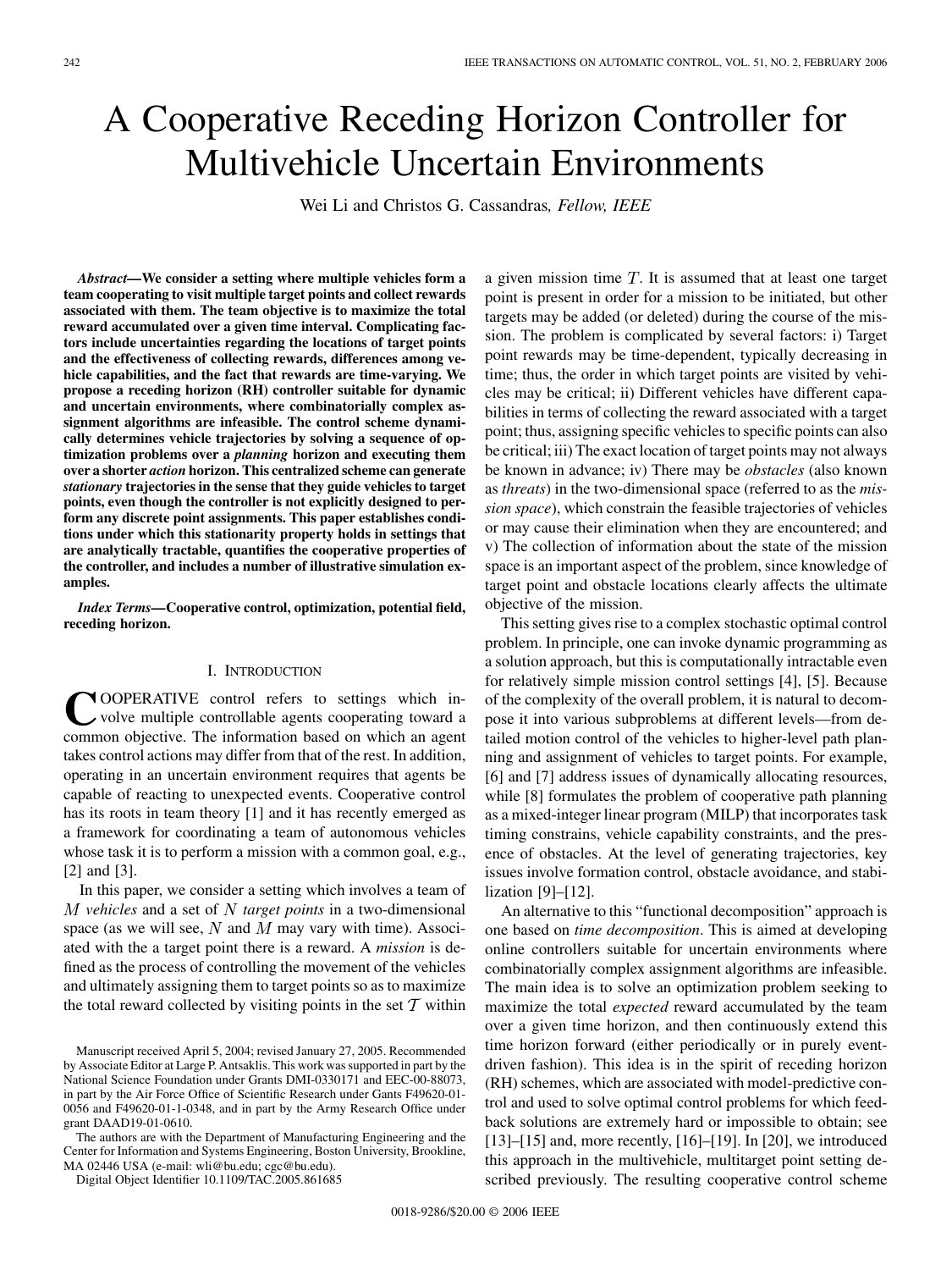# A Cooperative Receding Horizon Controller for Multivehicle Uncertain Environments

Wei Li and Christos G. Cassandras, *Fellow, IEEE*

***Abstract*—We consider a setting where multiple vehicles form a team cooperating to visit multiple target points and collect rewards associated with them. The team objective is to maximize the total reward accumulated over a given time interval. Complicating factors include uncertainties regarding the locations of target points and the effectiveness of collecting rewards, differences among vehicle capabilities, and the fact that rewards are time-varying. We propose a receding horizon (RH) controller suitable for dynamic and uncertain environments, where combinatorially complex assignment algorithms are infeasible. The control scheme dynamically determines vehicle trajectories by solving a sequence of optimization problems over a *planning* horizon and executing them over a shorter *action* horizon. This centralized scheme can generate *stationary* trajectories in the sense that they guide vehicles to target points, even though the controller is not explicitly designed to perform any discrete point assignments. This paper establishes conditions under which this stationarity property holds in settings that are analytically tractable, quantifies the cooperative properties of the controller, and includes a number of illustrative simulation examples.**

***Index Terms*—Cooperative control, optimization, potential field, receding horizon.**

## I. INTRODUCTION

COOPERATIVE control refers to settings which involve multiple controllable agents cooperating toward a common objective. The information based on which an agent takes control actions may differ from that of the rest. In addition, operating in an uncertain environment requires that agents be capable of reacting to unexpected events. Cooperative control has its roots in team theory [1] and it has recently emerged as a framework for coordinating a team of autonomous vehicles whose task it is to perform a mission with a common goal, e.g., [2] and [3].

In this paper, we consider a setting which involves a team of $M$ *vehicles* and a set of $N$ *target points* in a two-dimensional space (as we will see, $N$ and $M$ may vary with time). Associated with the a target point there is a reward. A *mission* is defined as the process of controlling the movement of the vehicles and ultimately assigning them to target points so as to maximize the total reward collected by visiting points in the set $\mathcal{T}$ within a given mission time $T$. It is assumed that at least one target point is present in order for a mission to be initiated, but other targets may be added (or deleted) during the course of the mission. The problem is complicated by several factors: i) Target point rewards may be time-dependent, typically decreasing in time; thus, the order in which target points are visited by vehicles may be critical; ii) Different vehicles have different capabilities in terms of collecting the reward associated with a target point; thus, assigning specific vehicles to specific points can also be critical; iii) The exact location of target points may not always be known in advance; iv) There may be *obstacles* (also known as *threats*) in the two-dimensional space (referred to as the *mission space*), which constrain the feasible trajectories of vehicles or may cause their elimination when they are encountered; and v) The collection of information about the state of the mission space is an important aspect of the problem, since knowledge of target point and obstacle locations clearly affects the ultimate objective of the mission.

This setting gives rise to a complex stochastic optimal control problem. In principle, one can invoke dynamic programming as a solution approach, but this is computationally intractable even for relatively simple mission control settings [4], [5]. Because of the complexity of the overall problem, it is natural to decompose it into various subproblems at different levels—from detailed motion control of the vehicles to higher-level path planning and assignment of vehicles to target points. For example, [6] and [7] address issues of dynamically allocating resources, while [8] formulates the problem of cooperative path planning as a mixed-integer linear program (MILP) that incorporates task timing constrains, vehicle capability constraints, and the presence of obstacles. At the level of generating trajectories, key issues involve formation control, obstacle avoidance, and stabilization [9]–[12].

An alternative to this "functional decomposition" approach is one based on *time decomposition*. This is aimed at developing online controllers suitable for uncertain environments where combinatorially complex assignment algorithms are infeasible. The main idea is to solve an optimization problem seeking to maximize the total *expected* reward accumulated by the team over a given time horizon, and then continuously extend this time horizon forward (either periodically or in purely event-driven fashion). This idea is in the spirit of receding horizon (RH) schemes, which are associated with model-predictive control and used to solve optimal control problems for which feedback solutions are extremely hard or impossible to obtain; see [13]–[15] and, more recently, [16]–[19]. In [20], we introduced this approach in the multivehicle, multitarget point setting described previously. The resulting cooperative control scheme

Manuscript received April 5, 2004; revised January 27, 2005. Recommended by Associate Editor at Large P. Antsaklis. This work was supported in part by the National Science Foundation under Grants DMI-0330171 and EEC-00-88073, in part by the Air Force Office of Scientific Research under Gants F49620-01-0056 and F49620-01-1-0348, and in part by the Army Research Office under grant DAAD19-01-0610.

The authors are with the Department of Manufacturing Engineering and the Center for Information and Systems Engineering, Boston University, Brookline, MA 02446 USA (e-mail: wli@bu.edu; cgc@bu.edu).

Digital Object Identifier 10.1109/TAC.2005.861685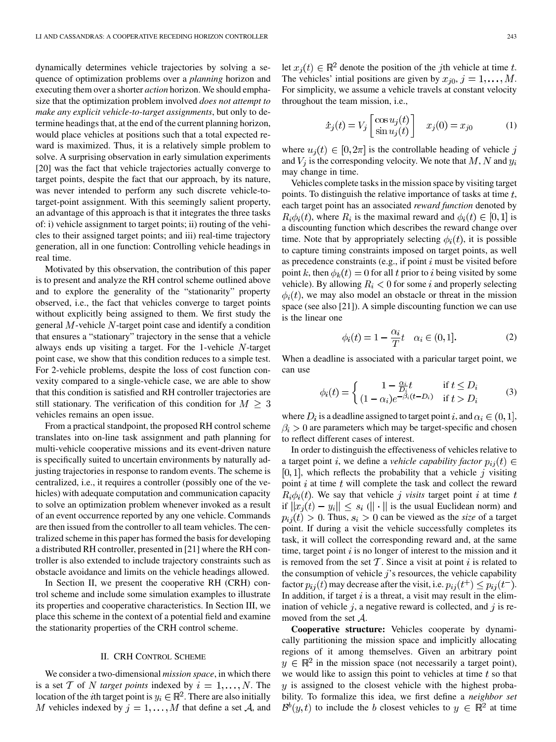dynamically determines vehicle trajectories by solving a sequence of optimization problems over a *planning* horizon and executing them over a shorter *action* horizon. We should emphasize that the optimization problem involved *does not attempt to make any explicit vehicle-to-target assignments*, but only to determine headings that, at the end of the current planning horizon, would place vehicles at positions such that a total expected reward is maximized. Thus, it is a relatively simple problem to solve. A surprising observation in early simulation experiments [20] was the fact that vehicle trajectories actually converge to target points, despite the fact that our approach, by its nature, was never intended to perform any such discrete vehicle-to-target-point assignment. With this seemingly salient property, an advantage of this approach is that it integrates the three tasks of: i) vehicle assignment to target points; ii) routing of the vehicles to their assigned target points; and iii) real-time trajectory generation, all in one function: Controlling vehicle headings in real time.

Motivated by this observation, the contribution of this paper is to present and analyze the RH control scheme outlined above and to explore the generality of the "stationarity" property observed, i.e., the fact that vehicles converge to target points without explicitly being assigned to them. We first study the general $M$-vehicle $N$-target point case and identify a condition that ensures a "stationary" trajectory in the sense that a vehicle always ends up visiting a target. For the 1-vehicle $N$-target point case, we show that this condition reduces to a simple test. For 2-vehicle problems, despite the loss of cost function convexity compared to a single-vehicle case, we are able to show that this condition is satisfied and RH controller trajectories are still stationary. The verification of this condition for $M \geq 3$ vehicles remains an open issue.

From a practical standpoint, the proposed RH control scheme translates into on-line task assignment and path planning for multi-vehicle cooperative missions and its event-driven nature is specifically suited to uncertain environments by naturally adjusting trajectories in response to random events. The scheme is centralized, i.e., it requires a controller (possibly one of the vehicles) with adequate computation and communication capacity to solve an optimization problem whenever invoked as a result of an event occurrence reported by any one vehicle. Commands are then issued from the controller to all team vehicles. The centralized scheme in this paper has formed the basis for developing a distributed RH controller, presented in [21] where the RH controller is also extended to include trajectory constraints such as obstacle avoidance and limits on the vehicle headings allowed.

In Section II, we present the cooperative RH (CRH) control scheme and include some simulation examples to illustrate its properties and cooperative characteristics. In Section III, we place this scheme in the context of a potential field and examine the stationarity properties of the CRH control scheme.

## II. CRH Control Scheme

We consider a two-dimensional *mission space*, in which there is a set $\mathcal{T}$ of $N$ *target points* indexed by $i = 1, \ldots, N$. The location of the $i$th target point is $y_i \in \mathbb{R}^2$. There are also initially $M$ vehicles indexed by $j = 1, \ldots, M$ that define a set $\mathcal{A}$, and let $x_j(t) \in \mathbb{R}^2$ denote the position of the $j$th vehicle at time $t$. The vehicles' intial positions are given by $x_{j0}$, $j = 1, \ldots, M$. For simplicity, we assume a vehicle travels at constant velocity throughout the team mission, i.e.,

$$\dot{x}_j(t) = V_j \begin{bmatrix} \cos u_j(t) \\ \sin u_j(t) \end{bmatrix} \quad x_j(0) = x_{j0} \tag{1}$$

where $u_j(t) \in [0, 2\pi]$ is the controllable heading of vehicle $j$ and $V_j$ is the corresponding velocity. We note that $M$, $N$ and $y_i$ may change in time.

Vehicles complete tasks in the mission space by visiting target points. To distinguish the relative importance of tasks at time $t$, each target point has an associated *reward function* denoted by $R_i \phi_i(t)$, where $R_i$ is the maximal reward and $\phi_i(t) \in [0, 1]$ is a discounting function which describes the reward change over time. Note that by appropriately selecting $\phi_i(t)$, it is possible to capture timing constraints imposed on target points, as well as precedence constraints (e.g., if point $i$ must be visited before point $k$, then $\phi_k(t) = 0$ for all $t$ prior to $i$ being visited by some vehicle). By allowing $R_i < 0$ for some $i$ and properly selecting $\phi_i(t)$, we may also model an obstacle or threat in the mission space (see also [21]). A simple discounting function we can use is the linear one

$$\phi_i(t) = 1 - \frac{\alpha_i}{T} t \quad \alpha_i \in (0, 1]. \tag{2}$$

When a deadline is associated with a paricular target point, we can use

$$\phi_i(t) = \begin{cases} 1 - \frac{\alpha_i}{D_i} t & \text{if } t \leq D_i \\ (1 - \alpha_i) e^{-\beta_i (t - D_i)} & \text{if } t > D_i \end{cases} \tag{3}$$

where $D_i$ is a deadline assigned to target point $i$, and $\alpha_i \in (0, 1]$, $\beta_i > 0$ are parameters which may be target-specific and chosen to reflect different cases of interest.

In order to distinguish the effectiveness of vehicles relative to a target point $i$, we define a *vehicle capability factor* $p_{ij}(t) \in [0, 1]$, which reflects the probability that a vehicle $j$ visiting point $i$ at time $t$ will complete the task and collect the reward $R_i \phi_i(t)$. We say that vehicle $j$ *visits* target point $i$ at time $t$ if $\|x_j(t) - y_i\| \leq s_i$ ($\|\cdot\|$ is the usual Euclidean norm) and $p_{ij}(t) > 0$. Thus, $s_i > 0$ can be viewed as the *size* of a target point. If during a visit the vehicle successfully completes its task, it will collect the corresponding reward and, at the same time, target point $i$ is no longer of interest to the mission and it is removed from the set $\mathcal{T}$. Since a visit at point $i$ is related to the consumption of vehicle $j$'s resources, the vehicle capability factor $p_{ij}(t)$ may decrease after the visit, i.e. $p_{ij}(t^+) \leq p_{ij}(t^-)$. In addition, if target $i$ is a threat, a visit may result in the elimination of vehicle $j$, a negative reward is collected, and $j$ is removed from the set $\mathcal{A}$.

**Cooperative structure:** Vehicles cooperate by dynamically partitioning the mission space and implicitly allocating regions of it among themselves. Given an arbitrary point $y \in \mathbb{R}^2$ in the mission space (not necessarily a target point), we would like to assign this point to vehicles at time $t$ so that $y$ is assigned to the closest vehicle with the highest probability. To formalize this idea, we first define a *neighbor set* $\mathcal{B}^b(y, t)$ to include the $b$ closest vehicles to $y \in \mathbb{R}^2$ at time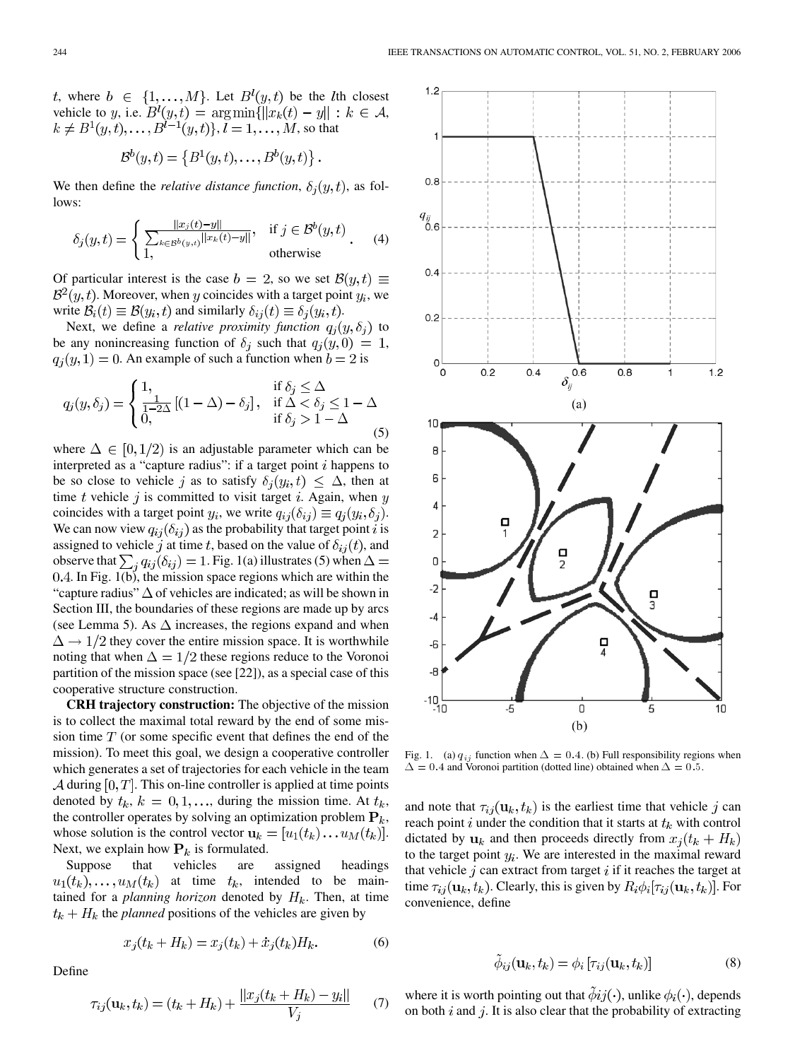$t$, where $b \in \{1,\ldots,M\}$. Let $B^l(y,t)$ be the $l$th closest vehicle to $y$, i.e. $B^l(y,t) = \arg\min\{\|x_k(t) - y\| : k \in \mathcal{A}, k \neq B^1(y,t),\ldots,B^{l-1}(y,t)\}, l = 1,\ldots,M$, so that

$$\mathcal{B}^b(y,t) = \left\{B^1(y,t),\ldots,B^b(y,t)\right\}.$$

We then define the *relative distance function*, $\delta_j(y,t)$, as follows:

$$\delta_j(y,t) = \begin{cases} \frac{\|x_j(t)-y\|}{\sum_{k\in\mathcal{B}^b(y,t)}\|x_k(t)-y\|}, & \text{if } j \in \mathcal{B}^b(y,t) \\ 1, & \text{otherwise} \end{cases}. \quad (4)$$

Of particular interest is the case $b = 2$, so we set $\mathcal{B}(y,t) \equiv \mathcal{B}^2(y,t)$. Moreover, when $y$ coincides with a target point $y_i$, we write $\mathcal{B}_i(t) \equiv \mathcal{B}(y_i,t)$ and similarly $\delta_{ij}(t) \equiv \delta_j(y_i,t)$.

Next, we define a *relative proximity function* $q_j(y,\delta_j)$ to be any nonincreasing function of $\delta_j$ such that $q_j(y,0) = 1$, $q_j(y,1) = 0$. An example of such a function when $b = 2$ is

$$q_j(y,\delta_j) = \begin{cases} 1, & \text{if } \delta_j \leq \Delta \\ \frac{1}{1-2\Delta}\left[(1-\Delta) - \delta_j\right], & \text{if } \Delta < \delta_j \leq 1-\Delta \\ 0, & \text{if } \delta_j > 1-\Delta \end{cases} \quad (5)$$

where $\Delta \in [0, 1/2)$ is an adjustable parameter which can be interpreted as a "capture radius": if a target point $i$ happens to be so close to vehicle $j$ as to satisfy $\delta_j(y_i,t) \leq \Delta$, then at time $t$ vehicle $j$ is committed to visit target $i$. Again, when $y$ coincides with a target point $y_i$, we write $q_{ij}(\delta_{ij}) \equiv q_j(y_i,\delta_j)$. We can now view $q_{ij}(\delta_{ij})$ as the probability that target point $i$ is assigned to vehicle $j$ at time $t$, based on the value of $\delta_{ij}(t)$, and observe that $\sum_j q_{ij}(\delta_{ij}) = 1$. Fig. 1(a) illustrates (5) when $\Delta = 0.4$. In Fig. 1(b), the mission space regions which are within the "capture radius" $\Delta$ of vehicles are indicated; as will be shown in Section III, the boundaries of these regions are made up by arcs (see Lemma 5). As $\Delta$ increases, the regions expand and when $\Delta \to 1/2$ they cover the entire mission space. It is worthwhile noting that when $\Delta = 1/2$ these regions reduce to the Voronoi partition of the mission space (see [22]), as a special case of this cooperative structure construction.

**CRH trajectory construction:** The objective of the mission is to collect the maximal total reward by the end of some mission time $T$ (or some specific event that defines the end of the mission). To meet this goal, we design a cooperative controller which generates a set of trajectories for each vehicle in the team $\mathcal{A}$ during $[0,T]$. This on-line controller is applied at time points denoted by $t_k$, $k = 0,1,\ldots$, during the mission time. At $t_k$, the controller operates by solving an optimization problem $\mathbf{P}_k$, whose solution is the control vector $\mathbf{u}_k = [u_1(t_k)\ldots u_M(t_k)]$. Next, we explain how $\mathbf{P}_k$ is formulated.

Suppose that vehicles are assigned headings $u_1(t_k),\ldots,u_M(t_k)$ at time $t_k$, intended to be maintained for a *planning horizon* denoted by $H_k$. Then, at time $t_k + H_k$ the *planned* positions of the vehicles are given by

$$x_j(t_k + H_k) = x_j(t_k) + \dot{x}_j(t_k)H_k. \quad (6)$$

Define

$$\tau_{ij}(\mathbf{u}_k, t_k) = (t_k + H_k) + \frac{\|x_j(t_k + H_k) - y_i\|}{V_j} \quad (7)$$

Fig. 1. (a) $q_{ij}$ function when $\Delta = 0.4$. (b) Full responsibility regions when $\Delta = 0.4$ and Voronoi partition (dotted line) obtained when $\Delta = 0.5$.

and note that $\tau_{ij}(\mathbf{u}_k, t_k)$ is the earliest time that vehicle $j$ can reach point $i$ under the condition that it starts at $t_k$ with control dictated by $\mathbf{u}_k$ and then proceeds directly from $x_j(t_k + H_k)$ to the target point $y_i$. We are interested in the maximal reward that vehicle $j$ can extract from target $i$ if it reaches the target at time $\tau_{ij}(\mathbf{u}_k, t_k)$. Clearly, this is given by $R_i\phi_i[\tau_{ij}(\mathbf{u}_k, t_k)]$. For convenience, define

$$\tilde{\phi}_{ij}(\mathbf{u}_k, t_k) = \phi_i\left[\tau_{ij}(\mathbf{u}_k, t_k)\right] \quad (8)$$

where it is worth pointing out that $\tilde{\phi}ij(\cdot)$, unlike $\phi_i(\cdot)$, depends on both $i$ and $j$. It is also clear that the probability of extracting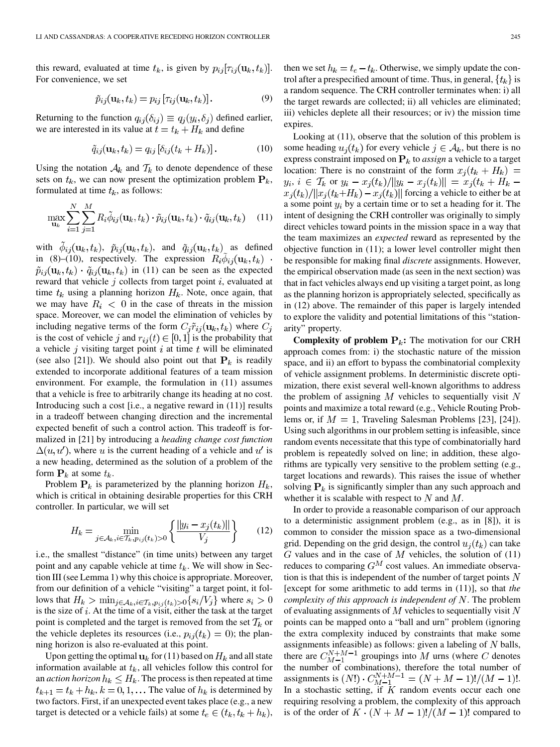this reward, evaluated at time $t_k$, is given by $p_{ij}[\tau_{ij}(\mathbf{u}_k, t_k)]$. For convenience, we set

$$\tilde{p}_{ij}(\mathbf{u}_k, t_k) = p_{ij}\left[\tau_{ij}(\mathbf{u}_k, t_k)\right]. \tag{9}$$

Returning to the function $q_{ij}(\delta_{ij}) \equiv q_j(y_i, \delta_j)$ defined earlier, we are interested in its value at $t = t_k + H_k$ and define

$$\tilde{q}_{ij}(\mathbf{u}_k, t_k) = q_{ij}\left[\delta_{ij}(t_k + H_k)\right]. \tag{10}$$

Using the notation $\mathcal{A}_k$ and $\mathcal{T}_k$ to denote dependence of these sets on $t_k$, we can now present the optimization problem $\mathbf{P}_k$, formulated at time $t_k$, as follows:

$$\max_{\mathbf{u}_k} \sum_{i=1}^{N} \sum_{j=1}^{M} R_i \tilde{\phi}_{ij}(\mathbf{u}_k, t_k) \cdot \tilde{p}_{ij}(\mathbf{u}_k, t_k) \cdot \tilde{q}_{ij}(\mathbf{u}_k, t_k) \tag{11}$$

with $\tilde{\phi}_{ij}(\mathbf{u}_k, t_k)$, $\tilde{p}_{ij}(\mathbf{u}_k, t_k)$, and $\tilde{q}_{ij}(\mathbf{u}_k, t_k)$ as defined in (8)–(10), respectively. The expression $R_i \tilde{\phi}_{ij}(\mathbf{u}_k, t_k) \cdot \tilde{p}_{ij}(\mathbf{u}_k, t_k) \cdot \tilde{q}_{ij}(\mathbf{u}_k, t_k)$ in (11) can be seen as the expected reward that vehicle $j$ collects from target point $i$, evaluated at time $t_k$ using a planning horizon $H_k$. Note, once again, that we may have $R_i < 0$ in the case of threats in the mission space. Moreover, we can model the elimination of vehicles by including negative terms of the form $C_j \tilde{r}_{ij}(\mathbf{u}_k, t_k)$ where $C_j$ is the cost of vehicle $j$ and $r_{ij}(t) \in [0, 1]$ is the probability that a vehicle $j$ visiting target point $i$ at time $t$ will be eliminated (see also [21]). We should also point out that $\mathbf{P}_k$ is readily extended to incorporate additional features of a team mission environment. For example, the formulation in (11) assumes that a vehicle is free to arbitrarily change its heading at no cost. Introducing such a cost [i.e., a negative reward in (11)] results in a tradeoff between changing direction and the incremental expected benefit of such a control action. This tradeoff is formalized in [21] by introducing a *heading change cost function* $\Delta(u, u')$, where $u$ is the current heading of a vehicle and $u'$ is a new heading, determined as the solution of a problem of the form $\mathbf{P}_k$ at some $t_k$.

Problem $\mathbf{P}_k$ is parameterized by the planning horizon $H_k$, which is critical in obtaining desirable properties for this CRH controller. In particular, we will set

$$H_k = \min_{j \in \mathcal{A}_k, i \in \mathcal{T}_k, p_{ij}(t_k) > 0} \left\{ \frac{\|y_i - x_j(t_k)\|}{V_j} \right\} \tag{12}$$

i.e., the smallest "distance" (in time units) between any target point and any capable vehicle at time $t_k$. We will show in Section III (see Lemma 1) why this choice is appropriate. Moreover, from our definition of a vehicle "visiting" a target point, it follows that $H_k > \min_{j \in \mathcal{A}_k, i \in \mathcal{T}_k, p_{ij}(t_k) > 0} \{s_i / V_j\}$ where $s_i > 0$ is the size of $i$. At the time of a visit, either the task at the target point is completed and the target is removed from the set $\mathcal{T}_k$ or the vehicle depletes its resources (i.e., $p_{ij}(t_k) = 0$); the planning horizon is also re-evaluated at this point.

Upon getting the optimal $\mathbf{u}_k$ for (11) based on $H_k$ and all state information available at $t_k$, all vehicles follow this control for an *action horizon* $h_k \leq H_k$. The process is then repeated at time $t_{k+1} = t_k + h_k$, $k = 0, 1, \ldots$ The value of $h_k$ is determined by two factors. First, if an unexpected event takes place (e.g., a new target is detected or a vehicle fails) at some $t_e \in (t_k, t_k + h_k)$, then we set $h_k = t_e - t_k$. Otherwise, we simply update the control after a prespecified amount of time. Thus, in general, $\{t_k\}$ is a random sequence. The CRH controller terminates when: i) all the target rewards are collected; ii) all vehicles are eliminated; iii) vehicles deplete all their resources; or iv) the mission time expires.

Looking at (11), observe that the solution of this problem is some heading $u_j(t_k)$ for every vehicle $j \in \mathcal{A}_k$, but there is no express constraint imposed on $\mathbf{P}_k$ to *assign* a vehicle to a target location: There is no constraint of the form $x_j(t_k + H_k) = y_i$, $i \in \mathcal{T}_k$ or $y_i - x_j(t_k)/\|y_i - x_j(t_k)\| = x_j(t_k + H_k - x_j(t_k)/\|x_j(t_k + H_k) - x_j(t_k)\|$ forcing a vehicle to either be at a some point $y_i$ by a certain time or to set a heading for it. The intent of designing the CRH controller was originally to simply direct vehicles toward points in the mission space in a way that the team maximizes an *expected* reward as represented by the objective function in (11); a lower level controller might then be responsible for making final *discrete* assignments. However, the empirical observation made (as seen in the next section) was that in fact vehicles always end up visiting a target point, as long as the planning horizon is appropriately selected, specifically as in (12) above. The remainder of this paper is largely intended to explore the validity and potential limitations of this "stationarity" property.

**Complexity of problem $\mathbf{P}_k$:** The motivation for our CRH approach comes from: i) the stochastic nature of the mission space, and ii) an effort to bypass the combinatorial complexity of vehicle assignment problems. In deterministic discrete optimization, there exist several well-known algorithms to address the problem of assigning $M$ vehicles to sequentially visit $N$ points and maximize a total reward (e.g., Vehicle Routing Problems or, if $M = 1$, Traveling Salesman Problems [23], [24]). Using such algorithms in our problem setting is infeasible, since random events necessitate that this type of combinatorially hard problem is repeatedly solved on line; in addition, these algorithms are typically very sensitive to the problem setting (e.g., target locations and rewards). This raises the issue of whether solving $\mathbf{P}_k$ is significantly simpler than any such approach and whether it is scalable with respect to $N$ and $M$.

In order to provide a reasonable comparison of our approach to a deterministic assignment problem (e.g., as in [8]), it is common to consider the mission space as a two-dimensional grid. Depending on the grid design, the control $u_j(t_k)$ can take $G$ values and in the case of $M$ vehicles, the solution of (11) reduces to comparing $G^M$ cost values. An immediate observation is that this is independent of the number of target points $N$ [except for some arithmetic to add terms in (11)], so that *the complexity of this approach is independent of* $N$. The problem of evaluating assignments of $M$ vehicles to sequentially visit $N$ points can be mapped onto a "ball and urn" problem (ignoring the extra complexity induced by constraints that make some assignments infeasible) as follows: given a labeling of $N$ balls, there are $C_{M-1}^{N+M-1}$ groupings into $M$ urns (where $C$ denotes the number of combinations), therefore the total number of assignments is $(N!) \cdot C_{M-1}^{N+M-1} = (N + M - 1)!/(M - 1)!$. In a stochastic setting, if $K$ random events occur each one requiring resolving a problem, the complexity of this approach is of the order of $K \cdot (N + M - 1)!/(M - 1)!$ compared to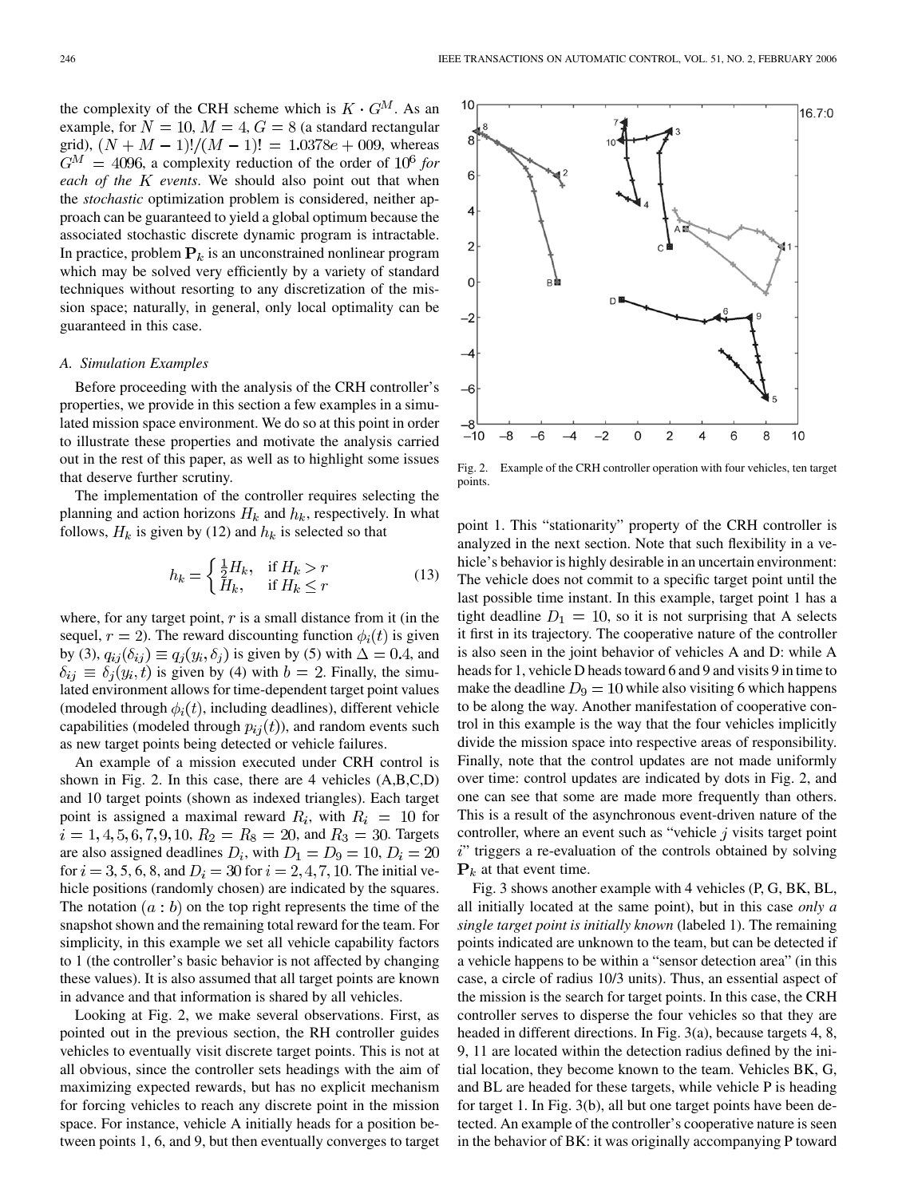the complexity of the CRH scheme which is $K \cdot G^M$. As an example, for $N = 10$, $M = 4$, $G = 8$ (a standard rectangular grid), $(N + M - 1)!/(M - 1)! = 1.0378e + 009$, whereas $G^M = 4096$, a complexity reduction of the order of $10^6$ *for each of the $K$ events*. We should also point out that when the *stochastic* optimization problem is considered, neither approach can be guaranteed to yield a global optimum because the associated stochastic discrete dynamic program is intractable. In practice, problem $\mathbf{P}_k$ is an unconstrained nonlinear program which may be solved very efficiently by a variety of standard techniques without resorting to any discretization of the mission space; naturally, in general, only local optimality can be guaranteed in this case.

### A. Simulation Examples

Before proceeding with the analysis of the CRH controller's properties, we provide in this section a few examples in a simulated mission space environment. We do so at this point in order to illustrate these properties and motivate the analysis carried out in the rest of this paper, as well as to highlight some issues that deserve further scrutiny.

The implementation of the controller requires selecting the planning and action horizons $H_k$ and $h_k$, respectively. In what follows, $H_k$ is given by (12) and $h_k$ is selected so that

$$h_k = \begin{cases} \frac{1}{2}H_k, & \text{if } H_k > r \\ H_k, & \text{if } H_k \leq r \end{cases} \tag{13}$$

where, for any target point, $r$ is a small distance from it (in the sequel, $r = 2$). The reward discounting function $\phi_i(t)$ is given by (3), $q_{ij}(\delta_{ij}) \equiv q_j(y_i, \delta_j)$ is given by (5) with $\Delta = 0.4$, and $\delta_{ij} \equiv \delta_j(y_i, t)$ is given by (4) with $b = 2$. Finally, the simulated environment allows for time-dependent target point values (modeled through $\phi_i(t)$, including deadlines), different vehicle capabilities (modeled through $p_{ij}(t)$), and random events such as new target points being detected or vehicle failures.

An example of a mission executed under CRH control is shown in Fig. 2. In this case, there are 4 vehicles (A,B,C,D) and 10 target points (shown as indexed triangles). Each target point is assigned a maximal reward $R_i$, with $R_i = 10$ for $i = 1, 4, 5, 6, 7, 9, 10$, $R_2 = R_8 = 20$, and $R_3 = 30$. Targets are also assigned deadlines $D_i$, with $D_1 = D_9 = 10$, $D_i = 20$ for $i = 3, 5, 6, 8$, and $D_i = 30$ for $i = 2, 4, 7, 10$. The initial vehicle positions (randomly chosen) are indicated by the squares. The notation $(a : b)$ on the top right represents the time of the snapshot shown and the remaining total reward for the team. For simplicity, in this example we set all vehicle capability factors to 1 (the controller's basic behavior is not affected by changing these values). It is also assumed that all target points are known in advance and that information is shared by all vehicles.

Looking at Fig. 2, we make several observations. First, as pointed out in the previous section, the RH controller guides vehicles to eventually visit discrete target points. This is not at all obvious, since the controller sets headings with the aim of maximizing expected rewards, but has no explicit mechanism for forcing vehicles to reach any discrete point in the mission space. For instance, vehicle A initially heads for a position between points 1, 6, and 9, but then eventually converges to target

Fig. 2. Example of the CRH controller operation with four vehicles, ten target points.

point 1. This "stationarity" property of the CRH controller is analyzed in the next section. Note that such flexibility in a vehicle's behavior is highly desirable in an uncertain environment: The vehicle does not commit to a specific target point until the last possible time instant. In this example, target point 1 has a tight deadline $D_1 = 10$, so it is not surprising that A selects it first in its trajectory. The cooperative nature of the controller is also seen in the joint behavior of vehicles A and D: while A heads for 1, vehicle D heads toward 6 and 9 and visits 9 in time to make the deadline $D_9 = 10$ while also visiting 6 which happens to be along the way. Another manifestation of cooperative control in this example is the way that the four vehicles implicitly divide the mission space into respective areas of responsibility. Finally, note that the control updates are not made uniformly over time: control updates are indicated by dots in Fig. 2, and one can see that some are made more frequently than others. This is a result of the asynchronous event-driven nature of the controller, where an event such as "vehicle $j$ visits target point $i$" triggers a re-evaluation of the controls obtained by solving $\mathbf{P}_k$ at that event time.

Fig. 3 shows another example with 4 vehicles (P, G, BK, BL, all initially located at the same point), but in this case *only a single target point is initially known* (labeled 1). The remaining points indicated are unknown to the team, but can be detected if a vehicle happens to be within a "sensor detection area" (in this case, a circle of radius 10/3 units). Thus, an essential aspect of the mission is the search for target points. In this case, the CRH controller serves to disperse the four vehicles so that they are headed in different directions. In Fig. 3(a), because targets 4, 8, 9, 11 are located within the detection radius defined by the initial location, they become known to the team. Vehicles BK, G, and BL are headed for these targets, while vehicle P is heading for target 1. In Fig. 3(b), all but one target points have been detected. An example of the controller's cooperative nature is seen in the behavior of BK: it was originally accompanying P toward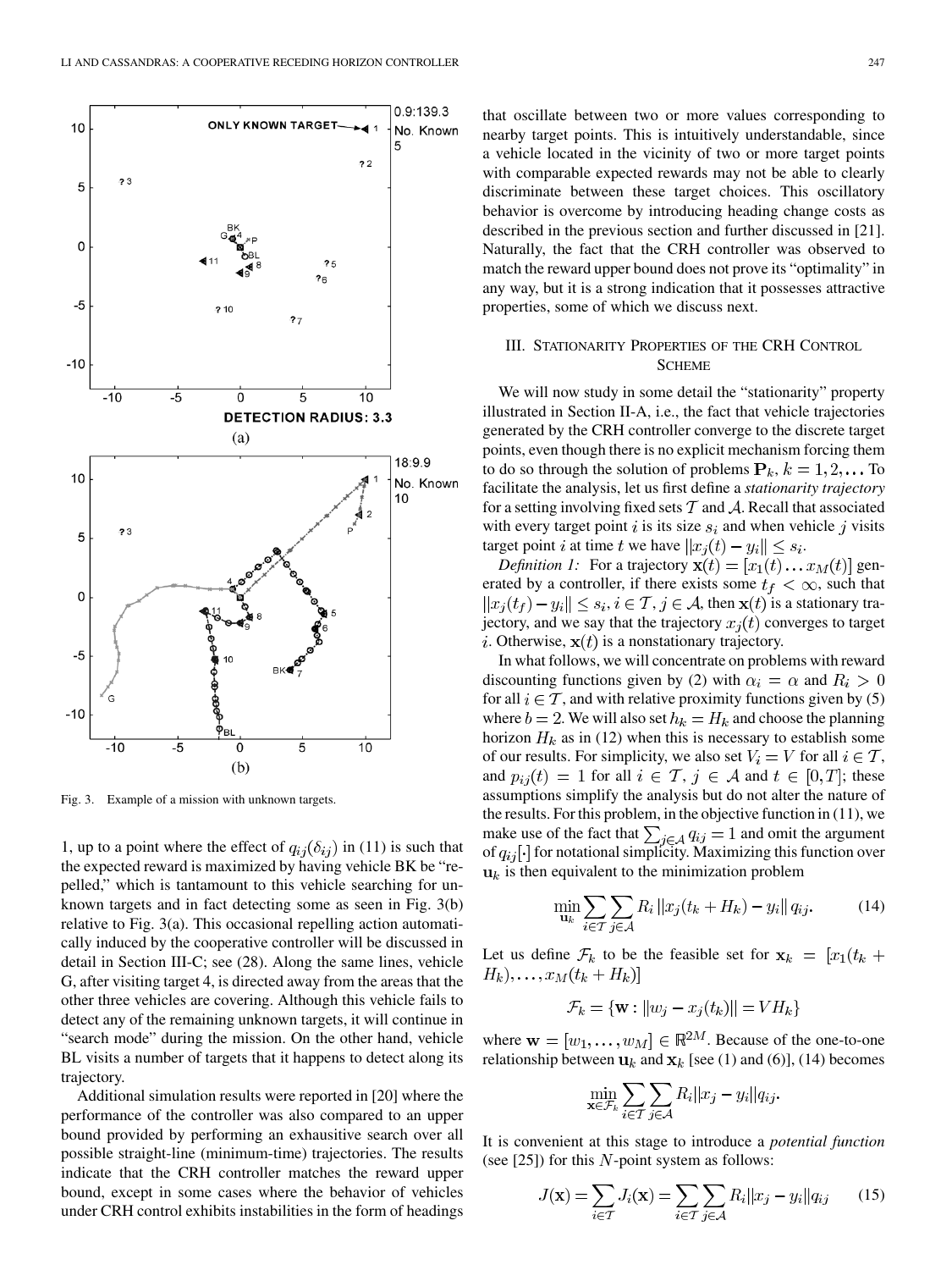Fig. 3. Example of a mission with unknown targets.

1, up to a point where the effect of $q_{ij}(\delta_{ij})$ in (11) is such that the expected reward is maximized by having vehicle BK be "repelled," which is tantamount to this vehicle searching for unknown targets and in fact detecting some as seen in Fig. 3(b) relative to Fig. 3(a). This occasional repelling action automatically induced by the cooperative controller will be discussed in detail in Section III-C; see (28). Along the same lines, vehicle G, after visiting target 4, is directed away from the areas that the other three vehicles are covering. Although this vehicle fails to detect any of the remaining unknown targets, it will continue in "search mode" during the mission. On the other hand, vehicle BL visits a number of targets that it happens to detect along its trajectory.

Additional simulation results were reported in [20] where the performance of the controller was also compared to an upper bound provided by performing an exhausitive search over all possible straight-line (minimum-time) trajectories. The results indicate that the CRH controller matches the reward upper bound, except in some cases where the behavior of vehicles under CRH control exhibits instabilities in the form of headings that oscillate between two or more values corresponding to nearby target points. This is intuitively understandable, since a vehicle located in the vicinity of two or more target points with comparable expected rewards may not be able to clearly discriminate between these target choices. This oscillatory behavior is overcome by introducing heading change costs as described in the previous section and further discussed in [21]. Naturally, the fact that the CRH controller was observed to match the reward upper bound does not prove its "optimality" in any way, but it is a strong indication that it possesses attractive properties, some of which we discuss next.

## III. Stationarity Properties of the CRH Control Scheme

We will now study in some detail the "stationarity" property illustrated in Section II-A, i.e., the fact that vehicle trajectories generated by the CRH controller converge to the discrete target points, even though there is no explicit mechanism forcing them to do so through the solution of problems $\mathbf{P}_k$, $k = 1, 2, \ldots$ To facilitate the analysis, let us first define a *stationarity trajectory* for a setting involving fixed sets $\mathcal{T}$ and $\mathcal{A}$. Recall that associated with every target point $i$ is its size $s_i$ and when vehicle $j$ visits target point $i$ at time $t$ we have $\|x_j(t) - y_i\| \leq s_i$.

*Definition 1:* For a trajectory $\mathbf{x}(t) = [x_1(t) \ldots x_M(t)]$ generated by a controller, if there exists some $t_f < \infty$, such that $\|x_j(t_f) - y_i\| \leq s_i$, $i \in \mathcal{T}$, $j \in \mathcal{A}$, then $\mathbf{x}(t)$ is a stationary trajectory, and we say that the trajectory $x_j(t)$ converges to target $i$. Otherwise, $\mathbf{x}(t)$ is a nonstationary trajectory.

In what follows, we will concentrate on problems with reward discounting functions given by (2) with $\alpha_i = \alpha$ and $R_i > 0$ for all $i \in \mathcal{T}$, and with relative proximity functions given by (5) where $b = 2$. We will also set $h_k = H_k$ and choose the planning horizon $H_k$ as in (12) when this is necessary to establish some of our results. For simplicity, we also set $V_i = V$ for all $i \in \mathcal{T}$, and $p_{ij}(t) = 1$ for all $i \in \mathcal{T}$, $j \in \mathcal{A}$ and $t \in [0, T]$; these assumptions simplify the analysis but do not alter the nature of the results. For this problem, in the objective function in (11), we make use of the fact that $\sum_{j \in \mathcal{A}} q_{ij} = 1$ and omit the argument of $q_{ij}[\cdot]$ for notational simplicity. Maximizing this function over $\mathbf{u}_k$ is then equivalent to the minimization problem

$$\min_{\mathbf{u}_k} \sum_{i \in \mathcal{T}} \sum_{j \in \mathcal{A}} R_i \|x_j(t_k + H_k) - y_i\| q_{ij}. \tag{14}$$

Let us define $\mathcal{F}_k$ to be the feasible set for $\mathbf{x}_k = [x_1(t_k + H_k), \ldots, x_M(t_k + H_k)]$

$$\mathcal{F}_k = \{\mathbf{w} : \|w_j - x_j(t_k)\| = VH_k\}$$

where $\mathbf{w} = [w_1, \ldots, w_M] \in \mathbb{R}^{2M}$. Because of the one-to-one relationship between $\mathbf{u}_k$ and $\mathbf{x}_k$ [see (1) and (6)], (14) becomes

$$\min_{\mathbf{x} \in \mathcal{F}_k} \sum_{i \in \mathcal{T}} \sum_{j \in \mathcal{A}} R_i \|x_j - y_i\| q_{ij}.$$

It is convenient at this stage to introduce a *potential function* (see [25]) for this $N$-point system as follows:

$$J(\mathbf{x}) = \sum_{i \in \mathcal{T}} J_i(\mathbf{x}) = \sum_{i \in \mathcal{T}} \sum_{j \in \mathcal{A}} R_i \|x_j - y_i\| q_{ij} \tag{15}$$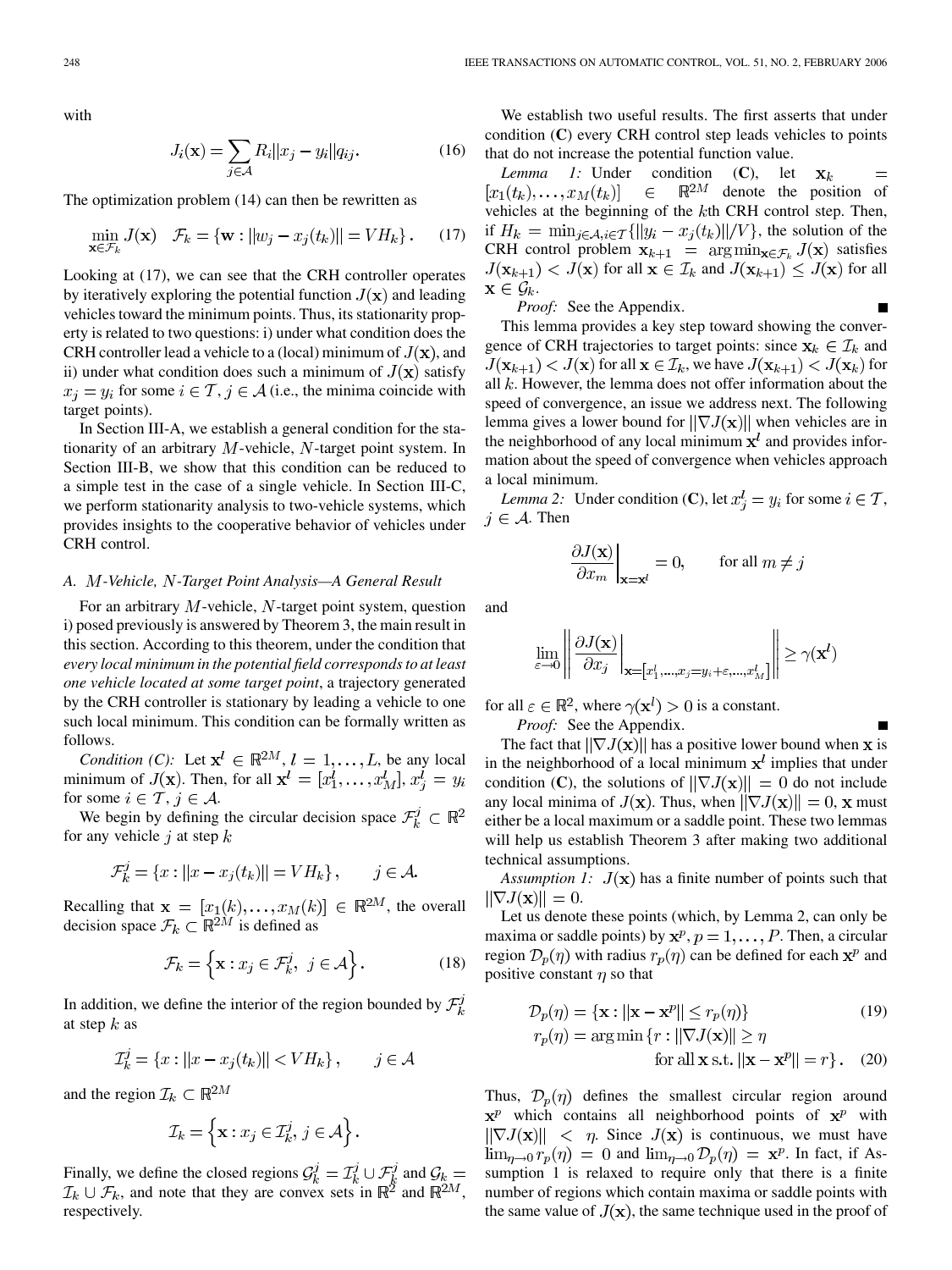with

$$J_i(\mathbf{x}) = \sum_{j \in \mathcal{A}} R_i \|x_j - y_i\| q_{ij}. \tag{16}$$

The optimization problem (14) can then be rewritten as

$$\min_{\mathbf{x} \in \mathcal{F}_k} J(\mathbf{x}) \quad \mathcal{F}_k = \{\mathbf{w} : \|w_j - x_j(t_k)\| = VH_k\}. \tag{17}$$

Looking at (17), we can see that the CRH controller operates by iteratively exploring the potential function $J(\mathbf{x})$ and leading vehicles toward the minimum points. Thus, its stationarity property is related to two questions: i) under what condition does the CRH controller lead a vehicle to a (local) minimum of $J(\mathbf{x})$, and ii) under what condition does such a minimum of $J(\mathbf{x})$ satisfy $x_j = y_i$ for some $i \in \mathcal{T}$, $j \in \mathcal{A}$ (i.e., the minima coincide with target points).

In Section III-A, we establish a general condition for the stationarity of an arbitrary $M$-vehicle, $N$-target point system. In Section III-B, we show that this condition can be reduced to a simple test in the case of a single vehicle. In Section III-C, we perform stationarity analysis to two-vehicle systems, which provides insights to the cooperative behavior of vehicles under CRH control.

### A. $M$-Vehicle, $N$-Target Point Analysis—A General Result

For an arbitrary $M$-vehicle, $N$-target point system, question i) posed previously is answered by Theorem 3, the main result in this section. According to this theorem, under the condition that *every local minimum in the potential field corresponds to at least one vehicle located at some target point*, a trajectory generated by the CRH controller is stationary by leading a vehicle to one such local minimum. This condition can be formally written as follows.

*Condition (C):* Let $\mathbf{x}^l \in \mathbb{R}^{2M}$, $l = 1, \ldots, L$, be any local minimum of $J(\mathbf{x})$. Then, for all $\mathbf{x}^l = [x_1^l, \ldots, x_M^l]$, $x_j^l = y_i$ for some $i \in \mathcal{T}$, $j \in \mathcal{A}$.

We begin by defining the circular decision space $\mathcal{F}_k^j \subset \mathbb{R}^2$ for any vehicle $j$ at step $k$

$$\mathcal{F}_k^j = \{x : \|x - x_j(t_k)\| = VH_k\}, \qquad j \in \mathcal{A}.$$

Recalling that $\mathbf{x} = [x_1(k), \ldots, x_M(k)] \in \mathbb{R}^{2M}$, the overall decision space $\mathcal{F}_k \subset \mathbb{R}^{2M}$ is defined as

$$\mathcal{F}_k = \left\{\mathbf{x} : x_j \in \mathcal{F}_k^j, \ j \in \mathcal{A}\right\}. \tag{18}$$

In addition, we define the interior of the region bounded by $\mathcal{F}_k^j$ at step $k$ as

$$\mathcal{I}_k^j = \{x : \|x - x_j(t_k)\| < VH_k\}, \qquad j \in \mathcal{A}$$

and the region $\mathcal{I}_k \subset \mathbb{R}^{2M}$

$$\mathcal{I}_k = \left\{\mathbf{x} : x_j \in \mathcal{I}_k^j, \ j \in \mathcal{A}\right\}.$$

Finally, we define the closed regions $\mathcal{G}_k^j = \mathcal{I}_k^j \cup \mathcal{F}_k^j$ and $\mathcal{G}_k = \mathcal{I}_k \cup \mathcal{F}_k$, and note that they are convex sets in $\mathbb{R}^2$ and $\mathbb{R}^{2M}$, respectively.

We establish two useful results. The first asserts that under condition (**C**) every CRH control step leads vehicles to points that do not increase the potential function value.

*Lemma 1:* Under condition (**C**), let $\mathbf{x}_k = [x_1(t_k), \ldots, x_M(t_k)] \in \mathbb{R}^{2M}$ denote the position of vehicles at the beginning of the $k$th CRH control step. Then, if $H_k = \min_{j \in \mathcal{A}, i \in \mathcal{T}} \{\|y_i - x_j(t_k)\|/V\}$, the solution of the CRH control problem $\mathbf{x}_{k+1} = \arg\min_{\mathbf{x} \in \mathcal{F}_k} J(\mathbf{x})$ satisfies $J(\mathbf{x}_{k+1}) < J(\mathbf{x})$ for all $\mathbf{x} \in \mathcal{I}_k$ and $J(\mathbf{x}_{k+1}) \leq J(\mathbf{x})$ for all $\mathbf{x} \in \mathcal{G}_k$.

*Proof:* See the Appendix. ∎

This lemma provides a key step toward showing the convergence of CRH trajectories to target points: since $\mathbf{x}_k \in \mathcal{I}_k$ and $J(\mathbf{x}_{k+1}) < J(\mathbf{x})$ for all $\mathbf{x} \in \mathcal{I}_k$, we have $J(\mathbf{x}_{k+1}) < J(\mathbf{x}_k)$ for all $k$. However, the lemma does not offer information about the speed of convergence, an issue we address next. The following lemma gives a lower bound for $\|\nabla J(\mathbf{x})\|$ when vehicles are in the neighborhood of any local minimum $\mathbf{x}^l$ and provides information about the speed of convergence when vehicles approach a local minimum.

*Lemma 2:* Under condition (**C**), let $x_j^l = y_i$ for some $i \in \mathcal{T}$, $j \in \mathcal{A}$. Then

$$\left.\frac{\partial J(\mathbf{x})}{\partial x_m}\right|_{\mathbf{x}=\mathbf{x}^l} = 0, \qquad \text{for all } m \neq j$$

and

$$\lim_{\varepsilon \to 0} \left\| \left.\frac{\partial J(\mathbf{x})}{\partial x_j}\right|_{\mathbf{x}=[x_1^l, \ldots, x_j = y_i + \varepsilon, \ldots, x_M^l]} \right\| \geq \gamma(\mathbf{x}^l)$$

for all $\varepsilon \in \mathbb{R}^2$, where $\gamma(\mathbf{x}^l) > 0$ is a constant.

*Proof:* See the Appendix. ∎

The fact that $\|\nabla J(\mathbf{x})\|$ has a positive lower bound when $\mathbf{x}$ is in the neighborhood of a local minimum $\mathbf{x}^l$ implies that under condition (**C**), the solutions of $\|\nabla J(\mathbf{x})\| = 0$ do not include any local minima of $J(\mathbf{x})$. Thus, when $\|\nabla J(\mathbf{x})\| = 0$, $\mathbf{x}$ must either be a local maximum or a saddle point. These two lemmas will help us establish Theorem 3 after making two additional technical assumptions.

*Assumption 1:* $J(\mathbf{x})$ has a finite number of points such that $\|\nabla J(\mathbf{x})\| = 0$.

Let us denote these points (which, by Lemma 2, can only be maxima or saddle points) by $\mathbf{x}^p$, $p = 1, \ldots, P$. Then, a circular region $\mathcal{D}_p(\eta)$ with radius $r_p(\eta)$ can be defined for each $\mathbf{x}^p$ and positive constant $\eta$ so that

$$\mathcal{D}_p(\eta) = \{\mathbf{x} : \|\mathbf{x} - \mathbf{x}^p\| \leq r_p(\eta)\} \tag{19}$$

$$r_p(\eta) = \arg\min \{r : \|\nabla J(\mathbf{x})\| \geq \eta \text{ for all } \mathbf{x} \text{ s.t. } \|\mathbf{x} - \mathbf{x}^p\| = r\}. \tag{20}$$

Thus, $\mathcal{D}_p(\eta)$ defines the smallest circular region around $\mathbf{x}^p$ which contains all neighborhood points of $\mathbf{x}^p$ with $\|\nabla J(\mathbf{x})\| < \eta$. Since $J(\mathbf{x})$ is continuous, we must have $\lim_{\eta \to 0} r_p(\eta) = 0$ and $\lim_{\eta \to 0} \mathcal{D}_p(\eta) = \mathbf{x}^p$. In fact, if Assumption 1 is relaxed to require only that there is a finite number of regions which contain maxima or saddle points with the same value of $J(\mathbf{x})$, the same technique used in the proof of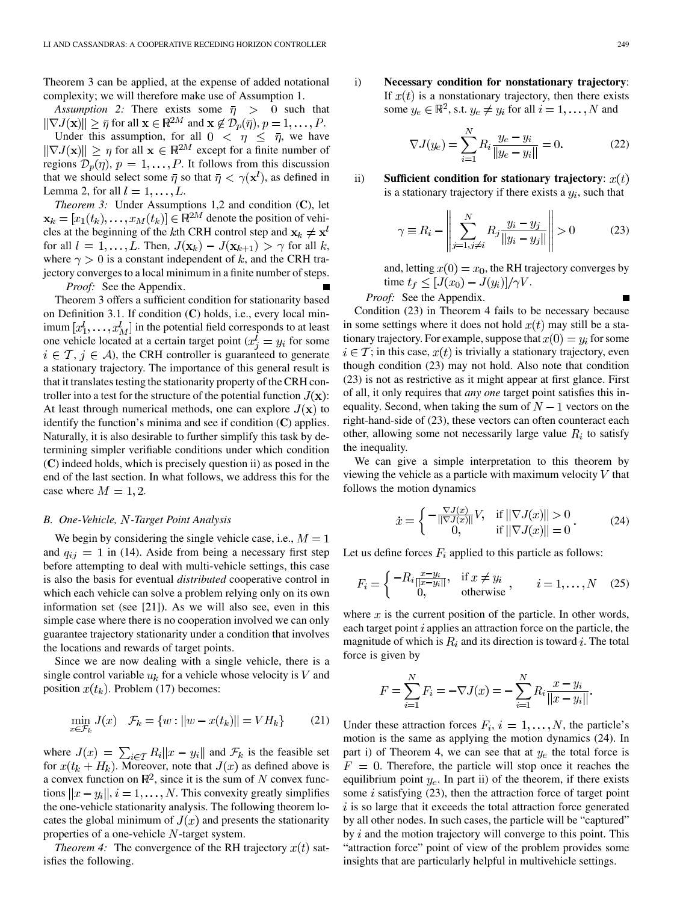Theorem 3 can be applied, at the expense of added notational complexity; we will therefore make use of Assumption 1.

*Assumption 2:* There exists some $\bar{\eta} > 0$ such that $\|\nabla J(\mathbf{x})\| \geq \bar{\eta}$ for all $\mathbf{x} \in \mathbb{R}^{2M}$ and $\mathbf{x} \notin \mathcal{D}_p(\bar{\eta}), p = 1, \ldots, P$.

Under this assumption, for all $0 < \eta \leq \bar{\eta}$, we have $\|\nabla J(\mathbf{x})\| \geq \eta$ for all $\mathbf{x} \in \mathbb{R}^{2M}$ except for a finite number of regions $\mathcal{D}_p(\eta)$, $p = 1, \ldots, P$. It follows from this discussion that we should select some $\bar{\eta}$ so that $\bar{\eta} < \gamma(\mathbf{x}^l)$, as defined in Lemma 2, for all $l = 1, \ldots, L$.

*Theorem 3:* Under Assumptions 1,2 and condition (**C**), let $\mathbf{x}_k = [x_1(t_k), \ldots, x_M(t_k)] \in \mathbb{R}^{2M}$ denote the position of vehicles at the beginning of the $k$th CRH control step and $\mathbf{x}_k \neq \mathbf{x}^l$ for all $l = 1, \ldots, L$. Then, $J(\mathbf{x}_k) - J(\mathbf{x}_{k+1}) > \gamma$ for all $k$, where $\gamma > 0$ is a constant independent of $k$, and the CRH trajectory converges to a local minimum in a finite number of steps.

*Proof:* See the Appendix. ∎

Theorem 3 offers a sufficient condition for stationarity based on Definition 3.1. If condition (**C**) holds, i.e., every local minimum $[x_1^l, \ldots, x_M^l]$ in the potential field corresponds to at least one vehicle located at a certain target point ($x_j^l = y_i$ for some $i \in \mathcal{T}$, $j \in \mathcal{A}$), the CRH controller is guaranteed to generate a stationary trajectory. The importance of this general result is that it translates testing the stationarity property of the CRH controller into a test for the structure of the potential function $J(\mathbf{x})$: At least through numerical methods, one can explore $J(\mathbf{x})$ to identify the function's minima and see if condition (**C**) applies. Naturally, it is also desirable to further simplify this task by determining simpler verifiable conditions under which condition (**C**) indeed holds, which is precisely question ii) as posed in the end of the last section. In what follows, we address this for the case where $M = 1, 2$.

### B. One-Vehicle, $N$-Target Point Analysis

We begin by considering the single vehicle case, i.e., $M = 1$ and $q_{ij} = 1$ in (14). Aside from being a necessary first step before attempting to deal with multi-vehicle settings, this case is also the basis for eventual *distributed* cooperative control in which each vehicle can solve a problem relying only on its own information set (see [21]). As we will also see, even in this simple case where there is no cooperation involved we can only guarantee trajectory stationarity under a condition that involves the locations and rewards of target points.

Since we are now dealing with a single vehicle, there is a single control variable $u_k$ for a vehicle whose velocity is $V$ and position $x(t_k)$. Problem (17) becomes:

$$\min_{x \in \mathcal{F}_k} J(x) \quad \mathcal{F}_k = \{w : \|w - x(t_k)\| = VH_k\} \tag{21}$$

where $J(x) = \sum_{i \in \mathcal{T}} R_i \|x - y_i\|$ and $\mathcal{F}_k$ is the feasible set for $x(t_k + H_k)$. Moreover, note that $J(x)$ as defined above is a convex function on $\mathbb{R}^2$, since it is the sum of $N$ convex functions $\|x - y_i\|, i = 1, \ldots, N$. This convexity greatly simplifies the one-vehicle stationarity analysis. The following theorem locates the global minimum of $J(x)$ and presents the stationarity properties of a one-vehicle $N$-target system.

*Theorem 4:* The convergence of the RH trajectory $x(t)$ satisfies the following.

i) **Necessary condition for nonstationary trajectory**: If $x(t)$ is a nonstationary trajectory, then there exists some $y_e \in \mathbb{R}^2$, s.t. $y_e \neq y_i$ for all $i = 1, \ldots, N$ and

$$\nabla J(y_e) = \sum_{i=1}^{N} R_i \frac{y_e - y_i}{\|y_e - y_i\|} = 0. \tag{22}$$

ii) **Sufficient condition for stationary trajectory**: $x(t)$ is a stationary trajectory if there exists a $y_i$, such that

$$\gamma \equiv R_i - \left\| \sum_{j=1, j \neq i}^{N} R_j \frac{y_i - y_j}{\|y_i - y_j\|} \right\| > 0 \tag{23}$$

and, letting $x(0) = x_0$, the RH trajectory converges by time $t_f \leq [J(x_0) - J(y_i)]/\gamma V$.

*Proof:* See the Appendix. ∎

Condition (23) in Theorem 4 fails to be necessary because in some settings where it does not hold $x(t)$ may still be a stationary trajectory. For example, suppose that $x(0) = y_i$ for some $i \in \mathcal{T}$; in this case, $x(t)$ is trivially a stationary trajectory, even though condition (23) may not hold. Also note that condition (23) is not as restrictive as it might appear at first glance. First of all, it only requires that *any one* target point satisfies this inequality. Second, when taking the sum of $N - 1$ vectors on the right-hand-side of (23), these vectors can often counteract each other, allowing some not necessarily large value $R_i$ to satisfy the inequality.

We can give a simple interpretation to this theorem by viewing the vehicle as a particle with maximum velocity $V$ that follows the motion dynamics

$$\dot{x} = \begin{cases} -\frac{\nabla J(x)}{\|\nabla J(x)\|} V, & \text{if } \|\nabla J(x)\| > 0 \\ 0, & \text{if } \|\nabla J(x)\| = 0 \end{cases}. \tag{24}$$

Let us define forces $F_i$ applied to this particle as follows:

$$F_i = \begin{cases} -R_i \frac{x - y_i}{\|x - y_i\|}, & \text{if } x \neq y_i \\ 0, & \text{otherwise} \end{cases}, \qquad i = 1, \ldots, N \tag{25}$$

where $x$ is the current position of the particle. In other words, each target point $i$ applies an attraction force on the particle, the magnitude of which is $R_i$ and its direction is toward $i$. The total force is given by

$$F = \sum_{i=1}^{N} F_i = -\nabla J(x) = -\sum_{i=1}^{N} R_i \frac{x - y_i}{\|x - y_i\|}.$$

Under these attraction forces $F_i$, $i = 1, \ldots, N$, the particle's motion is the same as applying the motion dynamics (24). In part i) of Theorem 4, we can see that at $y_e$ the total force is $F = 0$. Therefore, the particle will stop once it reaches the equilibrium point $y_e$. In part ii) of the theorem, if there exists some $i$ satisfying (23), then the attraction force of target point $i$ is so large that it exceeds the total attraction force generated by all other nodes. In such cases, the particle will be "captured" by $i$ and the motion trajectory will converge to this point. This "attraction force" point of view of the problem provides some insights that are particularly helpful in multivehicle settings.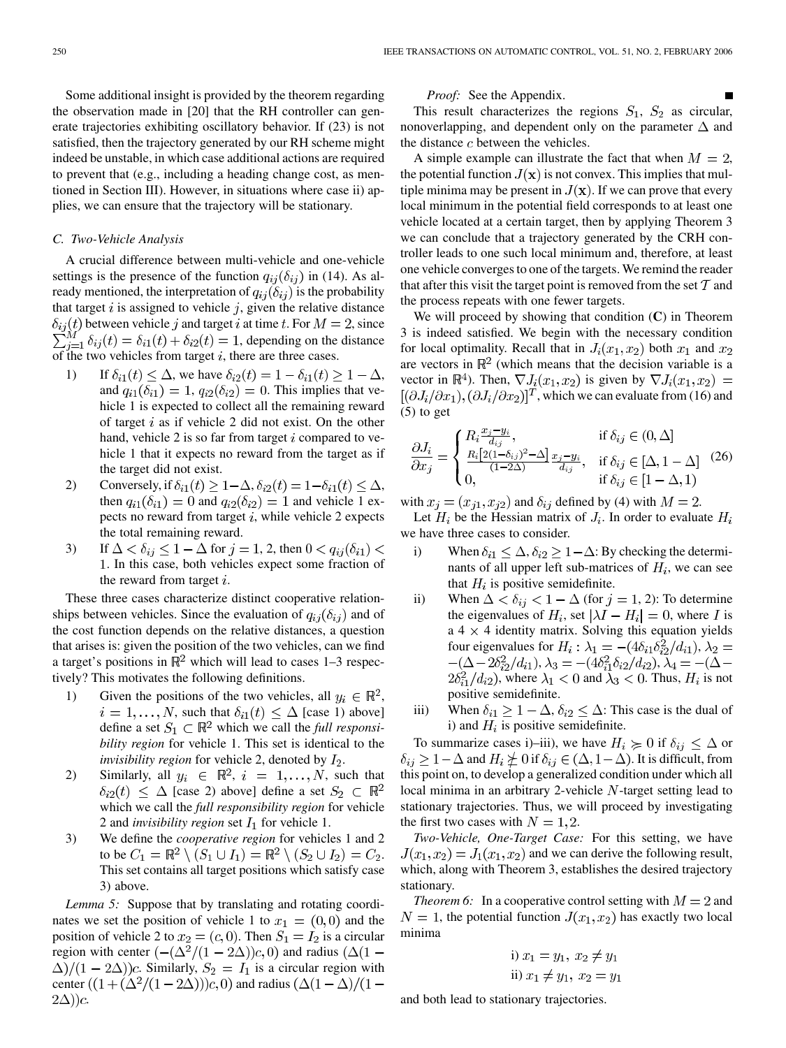Some additional insight is provided by the theorem regarding the observation made in [20] that the RH controller can generate trajectories exhibiting oscillatory behavior. If (23) is not satisfied, then the trajectory generated by our RH scheme might indeed be unstable, in which case additional actions are required to prevent that (e.g., including a heading change cost, as mentioned in Section III). However, in situations where case ii) applies, we can ensure that the trajectory will be stationary.

### C. Two-Vehicle Analysis

A crucial difference between multi-vehicle and one-vehicle settings is the presence of the function $q_{ij}(\delta_{ij})$ in (14). As already mentioned, the interpretation of $q_{ij}(\delta_{ij})$ is the probability that target $i$ is assigned to vehicle $j$, given the relative distance $\delta_{ij}(t)$ between vehicle $j$ and target $i$ at time $t$. For $M=2$, since $\sum_{j=1}^{M} \delta_{ij}(t) = \delta_{i1}(t) + \delta_{i2}(t) = 1$, depending on the distance of the two vehicles from target $i$, there are three cases.

1) If $\delta_{i1}(t) \leq \Delta$, we have $\delta_{i2}(t) = 1 - \delta_{i1}(t) \geq 1 - \Delta$, and $q_{i1}(\delta_{i1}) = 1$, $q_{i2}(\delta_{i2}) = 0$. This implies that vehicle 1 is expected to collect all the remaining reward of target $i$ as if vehicle 2 did not exist. On the other hand, vehicle 2 is so far from target $i$ compared to vehicle 1 that it expects no reward from the target as if the target did not exist.
2) Conversely, if $\delta_{i1}(t) \geq 1-\Delta$, $\delta_{i2}(t) = 1-\delta_{i1}(t) \leq \Delta$, then $q_{i1}(\delta_{i1}) = 0$ and $q_{i2}(\delta_{i2}) = 1$ and vehicle 1 expects no reward from target $i$, while vehicle 2 expects the total remaining reward.
3) If $\Delta < \delta_{ij} \leq 1 - \Delta$ for $j = 1, 2$, then $0 < q_{ij}(\delta_{i1}) < 1$. In this case, both vehicles expect some fraction of the reward from target $i$.

These three cases characterize distinct cooperative relationships between vehicles. Since the evaluation of $q_{ij}(\delta_{ij})$ and of the cost function depends on the relative distances, a question that arises is: given the position of the two vehicles, can we find a target's positions in $\mathbb{R}^2$ which will lead to cases 1–3 respectively? This motivates the following definitions.

1) Given the positions of the two vehicles, all $y_i \in \mathbb{R}^2$, $i = 1, \ldots, N$, such that $\delta_{i1}(t) \leq \Delta$ [case 1) above] define a set $S_1 \subset \mathbb{R}^2$ which we call the *full responsibility region* for vehicle 1. This set is identical to the *invisibility region* for vehicle 2, denoted by $I_2$.
2) Similarly, all $y_i \in \mathbb{R}^2$, $i = 1, \ldots, N$, such that $\delta_{i2}(t) \leq \Delta$ [case 2) above] define a set $S_2 \subset \mathbb{R}^2$ which we call the *full responsibility region* for vehicle 2 and *invisibility region* set $I_1$ for vehicle 1.
3) We define the *cooperative region* for vehicles 1 and 2 to be $C_1 = \mathbb{R}^2 \setminus (S_1 \cup I_1) = \mathbb{R}^2 \setminus (S_2 \cup I_2) = C_2$. This set contains all target positions which satisfy case 3) above.

*Lemma 5:* Suppose that by translating and rotating coordinates we set the position of vehicle 1 to $x_1 = (0,0)$ and the position of vehicle 2 to $x_2 = (c, 0)$. Then $S_1 = I_2$ is a circular region with center $(-(\Delta^2/(1-2\Delta))c, 0)$ and radius $(\Delta(1-\Delta))/(1-2\Delta))c$. Similarly, $S_2 = I_1$ is a circular region with center $((1 + (\Delta^2/(1-2\Delta)))c, 0)$ and radius $(\Delta(1-\Delta)/(1-2\Delta))c$.

*Proof:* See the Appendix. ∎

This result characterizes the regions $S_1$, $S_2$ as circular, nonoverlapping, and dependent only on the parameter $\Delta$ and the distance $c$ between the vehicles.

A simple example can illustrate the fact that when $M=2$, the potential function $J(\mathbf{x})$ is not convex. This implies that multiple minima may be present in $J(\mathbf{x})$. If we can prove that every local minimum in the potential field corresponds to at least one vehicle located at a certain target, then by applying Theorem 3 we can conclude that a trajectory generated by the CRH controller leads to one such local minimum and, therefore, at least one vehicle converges to one of the targets. We remind the reader that after this visit the target point is removed from the set $\mathcal{T}$ and the process repeats with one fewer targets.

We will proceed by showing that condition (**C**) in Theorem 3 is indeed satisfied. We begin with the necessary condition for local optimality. Recall that in $J_i(x_1, x_2)$ both $x_1$ and $x_2$ are vectors in $\mathbb{R}^2$ (which means that the decision variable is a vector in $\mathbb{R}^4$). Then, $\nabla J_i(x_1, x_2)$ is given by $\nabla J_i(x_1, x_2) = [(\partial J_i / \partial x_1), (\partial J_i / \partial x_2)]^T$, which we can evaluate from (16) and (5) to get

$$
\frac{\partial J_i}{\partial x_j} = \begin{cases} R_i \frac{x_j - y_i}{d_{ij}}, & \text{if } \delta_{ij} \in (0, \Delta] \\ \frac{R_i[2(1-\delta_{ij})^2 - \Delta]}{(1-2\Delta)} \frac{x_j - y_i}{d_{ij}}, & \text{if } \delta_{ij} \in [\Delta, 1-\Delta] \\ 0, & \text{if } \delta_{ij} \in [1-\Delta, 1) \end{cases} \tag{26}
$$

with $x_j = (x_{j1}, x_{j2})$ and $\delta_{ij}$ defined by (4) with $M=2$.

Let $H_i$ be the Hessian matrix of $J_i$. In order to evaluate $H_i$ we have three cases to consider.

i) When $\delta_{i1} \leq \Delta$, $\delta_{i2} \geq 1-\Delta$: By checking the determinants of all upper left sub-matrices of $H_i$, we can see that $H_i$ is positive semidefinite.
ii) When $\Delta < \delta_{ij} < 1 - \Delta$ (for $j = 1, 2$): To determine the eigenvalues of $H_i$, set $|\lambda I - H_i| = 0$, where $I$ is a $4 \times 4$ identity matrix. Solving this equation yields four eigenvalues for $H_i$: $\lambda_1 = -(4\delta_{i1}\delta_{i2}^2/d_{i1})$, $\lambda_2 = -(\Delta - 2\delta_{i2}^2/d_{i1})$, $\lambda_3 = -(4\delta_{i1}^2\delta_{i2}/d_{i2})$, $\lambda_4 = -(\Delta - 2\delta_{i1}^2/d_{i2})$, where $\lambda_1 < 0$ and $\lambda_3 < 0$. Thus, $H_i$ is not positive semidefinite.
iii) When $\delta_{i1} \geq 1-\Delta$, $\delta_{i2} \leq \Delta$: This case is the dual of i) and $H_i$ is positive semidefinite.

To summarize cases i)–iii), we have $H_i \succcurlyeq 0$ if $\delta_{ij} \leq \Delta$ or $\delta_{ij} \geq 1-\Delta$ and $H_i \not\succcurlyeq 0$ if $\delta_{ij} \in (\Delta, 1-\Delta)$. It is difficult, from this point on, to develop a generalized condition under which all local minima in an arbitrary 2-vehicle $N$-target setting lead to stationary trajectories. Thus, we will proceed by investigating the first two cases with $N = 1, 2$.

*Two-Vehicle, One-Target Case:* For this setting, we have $J(x_1, x_2) = J_1(x_1, x_2)$ and we can derive the following result, which, along with Theorem 3, establishes the desired trajectory stationary.

*Theorem 6:* In a cooperative control setting with $M=2$ and $N=1$, the potential function $J(x_1, x_2)$ has exactly two local minima

$$
\text{i) } x_1 = y_1,\ x_2 \neq y_1
$$

$$
\text{ii) } x_1 \neq y_1,\ x_2 = y_1
$$

and both lead to stationary trajectories.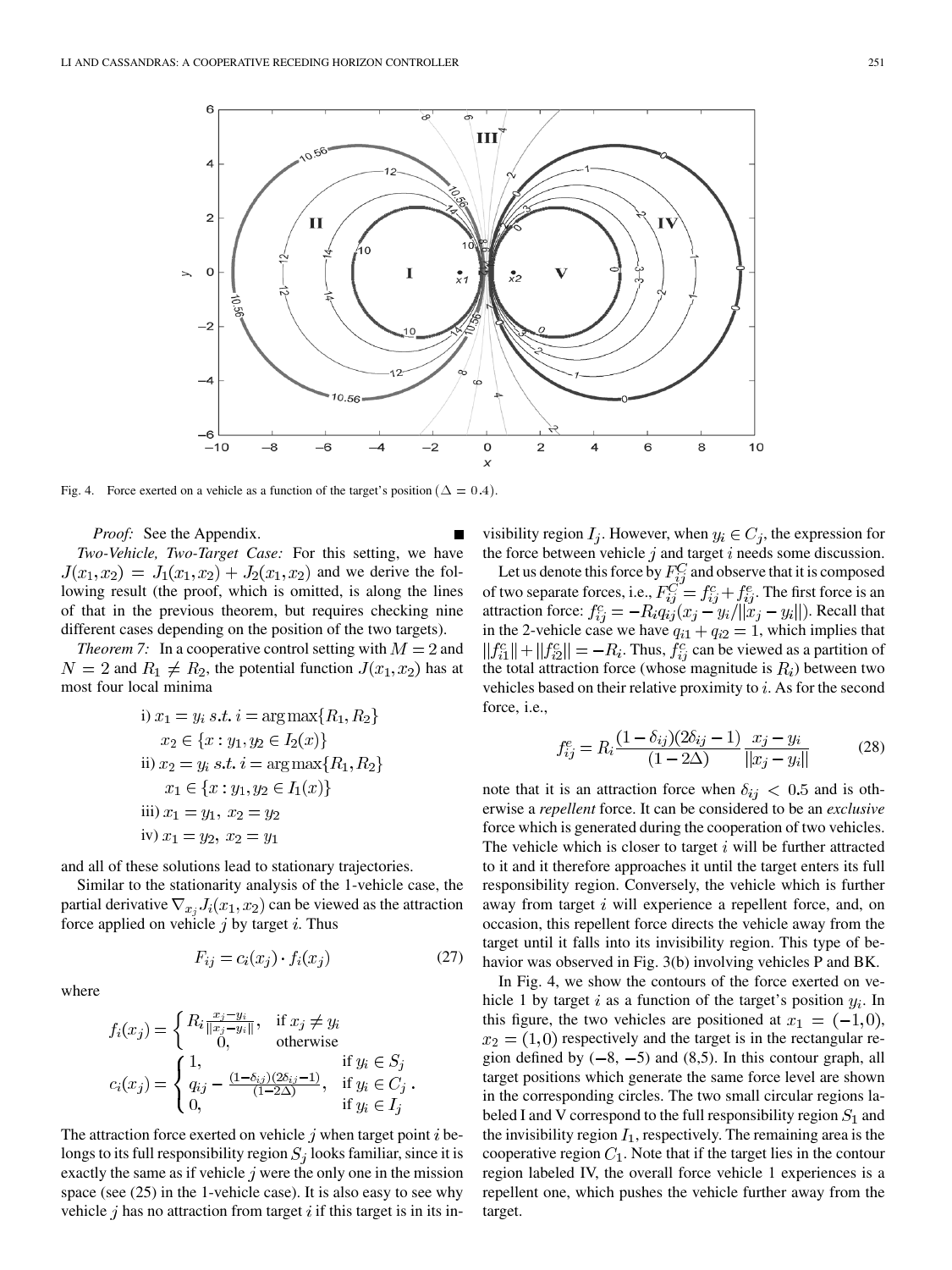Fig. 4. Force exerted on a vehicle as a function of the target's position ($\Delta = 0.4$).

*Proof:* See the Appendix. ∎

*Two-Vehicle, Two-Target Case:* For this setting, we have $J(x_1, x_2) = J_1(x_1, x_2) + J_2(x_1, x_2)$ and we derive the following result (the proof, which is omitted, is along the lines of that in the previous theorem, but requires checking nine different cases depending on the position of the two targets).

*Theorem 7:* In a cooperative control setting with $M = 2$ and $N = 2$ and $R_1 \neq R_2$, the potential function $J(x_1, x_2)$ has at most four local minima

i) $x_1 = y_i \; s.t. \; i = \arg\max\{R_1, R_2\}$
$x_2 \in \{x : y_1, y_2 \in I_2(x)\}$

ii) $x_2 = y_i \; s.t. \; i = \arg\max\{R_1, R_2\}$
$x_1 \in \{x : y_1, y_2 \in I_1(x)\}$

iii) $x_1 = y_1, \; x_2 = y_2$

iv) $x_1 = y_2, \; x_2 = y_1$

and all of these solutions lead to stationary trajectories.

Similar to the stationarity analysis of the 1-vehicle case, the partial derivative $\nabla_{x_j} J_i(x_1, x_2)$ can be viewed as the attraction force applied on vehicle $j$ by target $i$. Thus

$$F_{ij} = c_i(x_j) \cdot f_i(x_j) \tag{27}$$

where

$$f_i(x_j) = \begin{cases} R_i \frac{x_j - y_i}{\|x_j - y_i\|}, & \text{if } x_j \neq y_i \\ 0, & \text{otherwise} \end{cases}$$

$$c_i(x_j) = \begin{cases} 1, & \text{if } y_i \in S_j \\ q_{ij} - \frac{(1-\delta_{ij})(2\delta_{ij}-1)}{(1-2\Delta)}, & \text{if } y_i \in C_j \\ 0, & \text{if } y_i \in I_j \end{cases}.$$

The attraction force exerted on vehicle $j$ when target point $i$ belongs to its full responsibility region $S_j$ looks familiar, since it is exactly the same as if vehicle $j$ were the only one in the mission space (see (25) in the 1-vehicle case). It is also easy to see why vehicle $j$ has no attraction from target $i$ if this target is in its invisibility region $I_j$. However, when $y_i \in C_j$, the expression for the force between vehicle $j$ and target $i$ needs some discussion.

Let us denote this force by $F_{ij}^C$ and observe that it is composed of two separate forces, i.e., $F_{ij}^C = f_{ij}^c + f_{ij}^e$. The first force is an attraction force: $f_{ij}^c = -R_i q_{ij}(x_j - y_i / \|x_j - y_i\|)$. Recall that in the 2-vehicle case we have $q_{i1} + q_{i2} = 1$, which implies that $\|f_{i1}^c\| + \|f_{i2}^c\| = -R_i$. Thus, $f_{ij}^c$ can be viewed as a partition of the total attraction force (whose magnitude is $R_i$) between two vehicles based on their relative proximity to $i$. As for the second force, i.e.,

$$f_{ij}^e = R_i \frac{(1-\delta_{ij})(2\delta_{ij}-1)}{(1-2\Delta)} \frac{x_j - y_i}{\|x_j - y_i\|} \tag{28}$$

note that it is an attraction force when $\delta_{ij} < 0.5$ and is otherwise a *repellent* force. It can be considered to be an *exclusive* force which is generated during the cooperation of two vehicles. The vehicle which is closer to target $i$ will be further attracted to it and it therefore approaches it until the target enters its full responsibility region. Conversely, the vehicle which is further away from target $i$ will experience a repellent force, and, on occasion, this repellent force directs the vehicle away from the target until it falls into its invisibility region. This type of behavior was observed in Fig. 3(b) involving vehicles P and BK.

In Fig. 4, we show the contours of the force exerted on vehicle 1 by target $i$ as a function of the target's position $y_i$. In this figure, the two vehicles are positioned at $x_1 = (-1, 0)$, $x_2 = (1, 0)$ respectively and the target is in the rectangular region defined by $(-8, -5)$ and $(8, 5)$. In this contour graph, all target positions which generate the same force level are shown in the corresponding circles. The two small circular regions labeled I and V correspond to the full responsibility region $S_1$ and the invisibility region $I_1$, respectively. The remaining area is the cooperative region $C_1$. Note that if the target lies in the contour region labeled IV, the overall force vehicle 1 experiences is a repellent one, which pushes the vehicle further away from the target.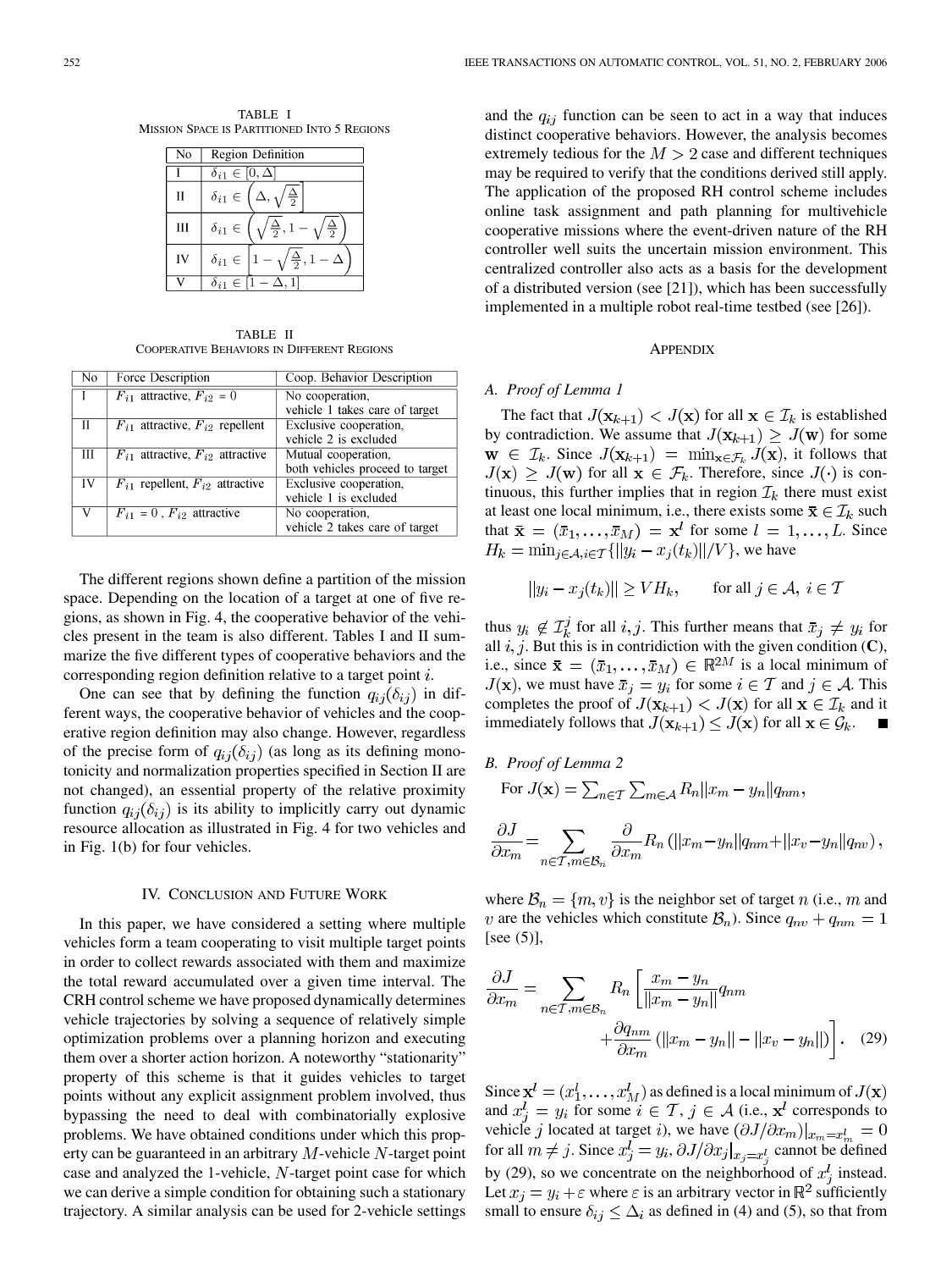TABLE I
MISSION SPACE IS PARTITIONED INTO 5 REGIONS

| No | Region Definition |
|---|---|
| I | $\delta_{i1} \in [0, \Delta]$ |
| II | $\delta_{i1} \in \left(\Delta, \sqrt{\frac{\Delta}{2}}\right]$ |
| III | $\delta_{i1} \in \left(\sqrt{\frac{\Delta}{2}}, 1-\sqrt{\frac{\Delta}{2}}\right)$ |
| IV | $\delta_{i1} \in \left[1-\sqrt{\frac{\Delta}{2}}, 1-\Delta\right)$ |
| V | $\delta_{i1} \in [1-\Delta, 1]$ |

TABLE II
COOPERATIVE BEHAVIORS IN DIFFERENT REGIONS

| No | Force Description | Coop. Behavior Description |
|---|---|---|
| I | $F_{i1}$ attractive, $F_{i2} = 0$ | No cooperation, vehicle 1 takes care of target |
| II | $F_{i1}$ attractive, $F_{i2}$ repellent | Exclusive cooperation, vehicle 2 is excluded |
| III | $F_{i1}$ attractive, $F_{i2}$ attractive | Mutual cooperation, both vehicles proceed to target |
| IV | $F_{i1}$ repellent, $F_{i2}$ attractive | Exclusive cooperation, vehicle 1 is excluded |
| V | $F_{i1} = 0$ , $F_{i2}$ attractive | No cooperation, vehicle 2 takes care of target |

The different regions shown define a partition of the mission space. Depending on the location of a target at one of five regions, as shown in Fig. 4, the cooperative behavior of the vehicles present in the team is also different. Tables I and II summarize the five different types of cooperative behaviors and the corresponding region definition relative to a target point $i$.

One can see that by defining the function $q_{ij}(\delta_{ij})$ in different ways, the cooperative behavior of vehicles and the cooperative region definition may also change. However, regardless of the precise form of $q_{ij}(\delta_{ij})$ (as long as its defining monotonicity and normalization properties specified in Section II are not changed), an essential property of the relative proximity function $q_{ij}(\delta_{ij})$ is its ability to implicitly carry out dynamic resource allocation as illustrated in Fig. 4 for two vehicles and in Fig. 1(b) for four vehicles.

## IV. CONCLUSION AND FUTURE WORK

In this paper, we have considered a setting where multiple vehicles form a team cooperating to visit multiple target points in order to collect rewards associated with them and maximize the total reward accumulated over a given time interval. The CRH control scheme we have proposed dynamically determines vehicle trajectories by solving a sequence of relatively simple optimization problems over a planning horizon and executing them over a shorter action horizon. A noteworthy "stationarity" property of this scheme is that it guides vehicles to target points without any explicit assignment problem involved, thus bypassing the need to deal with combinatorially explosive problems. We have obtained conditions under which this property can be guaranteed in an arbitrary $M$-vehicle $N$-target point case and analyzed the 1-vehicle, $N$-target point case for which we can derive a simple condition for obtaining such a stationary trajectory. A similar analysis can be used for 2-vehicle settings and the $q_{ij}$ function can be seen to act in a way that induces distinct cooperative behaviors. However, the analysis becomes extremely tedious for the $M > 2$ case and different techniques may be required to verify that the conditions derived still apply. The application of the proposed RH control scheme includes online task assignment and path planning for multivehicle cooperative missions where the event-driven nature of the RH controller well suits the uncertain mission environment. This centralized controller also acts as a basis for the development of a distributed version (see [21]), which has been successfully implemented in a multiple robot real-time testbed (see [26]).

## APPENDIX

### A. Proof of Lemma 1

The fact that $J(\mathbf{x}_{k+1}) < J(\mathbf{x})$ for all $\mathbf{x} \in \mathcal{I}_k$ is established by contradiction. We assume that $J(\mathbf{x}_{k+1}) \geq J(\mathbf{w})$ for some $\mathbf{w} \in \mathcal{I}_k$. Since $J(\mathbf{x}_{k+1}) = \min_{\mathbf{x} \in \mathcal{F}_k} J(\mathbf{x})$, it follows that $J(\mathbf{x}) \geq J(\mathbf{w})$ for all $\mathbf{x} \in \mathcal{F}_k$. Therefore, since $J(\cdot)$ is continuous, this further implies that in region $\mathcal{I}_k$ there must exist at least one local minimum, i.e., there exists some $\bar{\mathbf{x}} \in \mathcal{I}_k$ such that $\bar{\mathbf{x}} = (\bar{x}_1, \ldots, \bar{x}_M) = \mathbf{x}^l$ for some $l = 1, \ldots, L$. Since $H_k = \min_{j \in \mathcal{A}, i \in \mathcal{T}}\{\|y_i - x_j(t_k)\|/V\}$, we have

$$\|y_i - x_j(t_k)\| \geq VH_k, \qquad \text{for all } j \in \mathcal{A},\ i \in \mathcal{T}$$

thus $y_i \notin \mathcal{I}_k^j$ for all $i, j$. This further means that $\bar{x}_j \neq y_i$ for all $i, j$. But this is in contridiction with the given condition (**C**), i.e., since $\bar{\mathbf{x}} = (\bar{x}_1, \ldots, \bar{x}_M) \in \mathbb{R}^{2M}$ is a local minimum of $J(\mathbf{x})$, we must have $\bar{x}_j = y_i$ for some $i \in \mathcal{T}$ and $j \in \mathcal{A}$. This completes the proof of $J(\mathbf{x}_{k+1}) < J(\mathbf{x})$ for all $\mathbf{x} \in \mathcal{I}_k$ and it immediately follows that $J(\mathbf{x}_{k+1}) \leq J(\mathbf{x})$ for all $\mathbf{x} \in \mathcal{G}_k$. ■

### B. Proof of Lemma 2

For $J(\mathbf{x}) = \sum_{n \in \mathcal{T}} \sum_{m \in \mathcal{A}} R_n \|x_m - y_n\| q_{nm}$,

$$\frac{\partial J}{\partial x_m} = \sum_{n \in \mathcal{T}, m \in \mathcal{B}_n} \frac{\partial}{\partial x_m} R_n \left(\|x_m - y_n\| q_{nm} + \|x_v - y_n\| q_{nv}\right),$$

where $\mathcal{B}_n = \{m, v\}$ is the neighbor set of target $n$ (i.e., $m$ and $v$ are the vehicles which constitute $\mathcal{B}_n$). Since $q_{nv} + q_{nm} = 1$ [see (5)],

$$\frac{\partial J}{\partial x_m} = \sum_{n \in \mathcal{T}, m \in \mathcal{B}_n} R_n \left[\frac{x_m - y_n}{\|x_m - y_n\|} q_{nm} + \frac{\partial q_{nm}}{\partial x_m}\left(\|x_m - y_n\| - \|x_v - y_n\|\right)\right]. \quad (29)$$

Since $\mathbf{x}^l = (x_1^l, \ldots, x_M^l)$ as defined is a local minimum of $J(\mathbf{x})$ and $x_j^l = y_i$ for some $i \in \mathcal{T}$, $j \in \mathcal{A}$ (i.e., $\mathbf{x}^l$ corresponds to vehicle $j$ located at target $i$), we have $(\partial J/\partial x_m)|_{x_m = x_m^l} = 0$ for all $m \neq j$. Since $x_j^l = y_i$, $\partial J/\partial x_j|_{x_j = x_j^l}$ cannot be defined by (29), so we concentrate on the neighborhood of $x_j^l$ instead. Let $x_j = y_i + \varepsilon$ where $\varepsilon$ is an arbitrary vector in $\mathbb{R}^2$ sufficiently small to ensure $\delta_{ij} \leq \Delta_i$ as defined in (4) and (5), so that from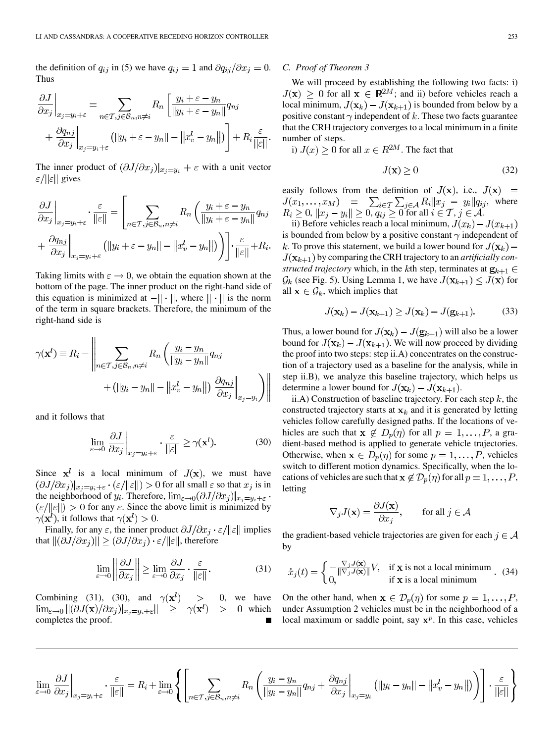the definition of $q_{ij}$ in (5) we have $q_{ij} = 1$ and $\partial q_{ij}/\partial x_j = 0$. Thus

$$\left.\frac{\partial J}{\partial x_j}\right|_{x_j=y_i+\varepsilon} = \sum_{n\in\mathcal{T},j\in\mathcal{B}_n,n\neq i} R_n \left[\frac{y_i+\varepsilon-y_n}{\|y_i+\varepsilon-y_n\|}q_{nj} + \left.\frac{\partial q_{nj}}{\partial x_j}\right|_{x_j=y_i+\varepsilon}\left(\|y_i+\varepsilon-y_n\| - \|x_v^l - y_n\|\right)\right] + R_i\frac{\varepsilon}{\|\varepsilon\|}.$$

The inner product of $(\partial J/\partial x_j)|_{x_j=y_i} + \varepsilon$ with a unit vector $\varepsilon/\|\varepsilon\|$ gives

$$\left.\frac{\partial J}{\partial x_j}\right|_{x_j=y_i+\varepsilon}\cdot\frac{\varepsilon}{\|\varepsilon\|} = \left[\sum_{n\in\mathcal{T},j\in\mathcal{B}_n,n\neq i} R_n\left(\frac{y_i+\varepsilon-y_n}{\|y_i+\varepsilon-y_n\|}q_{nj} + \left.\frac{\partial q_{nj}}{\partial x_j}\right|_{x_j=y_i+\varepsilon}\left(\|y_i+\varepsilon-y_n\| - \|x_v^l-y_n\|\right)\right)\right]\cdot\frac{\varepsilon}{\|\varepsilon\|} + R_i.$$

Taking limits with $\varepsilon \to 0$, we obtain the equation shown at the bottom of the page. The inner product on the right-hand side of this equation is minimized at $-\|\cdot\|$, where $\|\cdot\|$ is the norm of the term in square brackets. Therefore, the minimum of the right-hand side is

$$\gamma(\mathbf{x}^l) \equiv R_i - \left\| \sum_{n\in\mathcal{T},j\in\mathcal{B}_n,n\neq i} R_n\left(\frac{y_i-y_n}{\|y_i-y_n\|}q_{nj} + \left(\|y_i-y_n\| - \|x_v^l-y_n\|\right)\left.\frac{\partial q_{nj}}{\partial x_j}\right|_{x_j=y_i}\right)\right\|$$

and it follows that

$$\lim_{\varepsilon\to 0}\left.\frac{\partial J}{\partial x_j}\right|_{x_j=y_i+\varepsilon}\cdot\frac{\varepsilon}{\|\varepsilon\|} \geq \gamma(\mathbf{x}^l). \tag{30}$$

Since $\mathbf{x}^l$ is a local minimum of $J(\mathbf{x})$, we must have $(\partial J/\partial x_j)|_{x_j=y_i+\varepsilon}\cdot(\varepsilon/\|\varepsilon\|) > 0$ for all small $\varepsilon$ so that $x_j$ is in the neighborhood of $y_i$. Therefore, $\lim_{\varepsilon\to 0}(\partial J/\partial x_j)|_{x_j=y_i+\varepsilon}\cdot(\varepsilon/\|\varepsilon\|) > 0$ for any $\varepsilon$. Since the above limit is minimized by $\gamma(\mathbf{x}^l)$, it follows that $\gamma(\mathbf{x}^l) > 0$.

Finally, for any $\varepsilon$, the inner product $\partial J/\partial x_j \cdot \varepsilon/\|\varepsilon\|$ implies that $\|(\partial J/\partial x_j)\| \geq (\partial J/\partial x_j)\cdot\varepsilon/\|\varepsilon\|$, therefore

$$\lim_{\varepsilon\to 0}\left\|\frac{\partial J}{\partial x_j}\right\| \geq \lim_{\varepsilon\to 0}\frac{\partial J}{\partial x_j}\cdot\frac{\varepsilon}{\|\varepsilon\|}. \tag{31}$$

Combining (31), (30), and $\gamma(\mathbf{x}^l) > 0$, we have $\lim_{\varepsilon\to 0}\|(\partial J(\mathbf{x})/\partial x_j)|_{x_j=y_i+\varepsilon}\| \geq \gamma(\mathbf{x}^l) > 0$ which completes the proof. ∎

### C. Proof of Theorem 3

We will proceed by establishing the following two facts: i) $J(\mathbf{x}) \geq 0$ for all $\mathbf{x} \in \mathbb{R}^{2M}$; and ii) before vehicles reach a local minimum, $J(\mathbf{x}_k) - J(\mathbf{x}_{k+1})$ is bounded from below by a positive constant $\gamma$ independent of $k$. These two facts guarantee that the CRH trajectory converges to a local minimum in a finite number of steps.

i) $J(x) \geq 0$ for all $x \in R^{2M}$. The fact that

$$J(\mathbf{x}) \geq 0 \tag{32}$$

easily follows from the definition of $J(\mathbf{x})$, i.e., $J(\mathbf{x}) = J(x_1,\ldots,x_M) = \sum_{i\in\mathcal{T}}\sum_{j\in\mathcal{A}} R_i\|x_j - y_i\|q_{ij}$, where $R_i \geq 0$, $\|x_j - y_i\| \geq 0$, $q_{ij} \geq 0$ for all $i \in \mathcal{T}$, $j \in \mathcal{A}$.

ii) Before vehicles reach a local minimum, $J(x_k) - J(x_{k+1})$ is bounded from below by a positive constant $\gamma$ independent of $k$. To prove this statement, we build a lower bound for $J(\mathbf{x}_k) - J(\mathbf{x}_{k+1})$ by comparing the CRH trajectory to an *artificially constructed trajectory* which, in the $k$th step, terminates at $\mathbf{g}_{k+1} \in \mathcal{G}_k$ (see Fig. 5). Using Lemma 1, we have $J(\mathbf{x}_{k+1}) \leq J(\mathbf{x})$ for all $\mathbf{x} \in \mathcal{G}_k$, which implies that

$$J(\mathbf{x}_k) - J(\mathbf{x}_{k+1}) \geq J(\mathbf{x}_k) - J(\mathbf{g}_{k+1}). \tag{33}$$

Thus, a lower bound for $J(\mathbf{x}_k) - J(\mathbf{g}_{k+1})$ will also be a lower bound for $J(\mathbf{x}_k) - J(\mathbf{x}_{k+1})$. We will now proceed by dividing the proof into two steps: step ii.A) concentrates on the construction of a trajectory used as a baseline for the analysis, while in step ii.B), we analyze this baseline trajectory, which helps us determine a lower bound for $J(\mathbf{x}_k) - J(\mathbf{x}_{k+1})$.

ii.A) Construction of baseline trajectory. For each step $k$, the constructed trajectory starts at $\mathbf{x}_k$ and it is generated by letting vehicles follow carefully designed paths. If the locations of vehicles are such that $\mathbf{x} \notin D_p(\eta)$ for all $p = 1,\ldots,P$, a gradient-based method is applied to generate vehicle trajectories. Otherwise, when $\mathbf{x} \in D_p(\eta)$ for some $p = 1,\ldots,P$, vehicles switch to different motion dynamics. Specifically, when the locations of vehicles are such that $\mathbf{x} \notin \mathcal{D}_p(\eta)$ for all $p = 1,\ldots,P$, letting

$$\nabla_j J(\mathbf{x}) = \frac{\partial J(\mathbf{x})}{\partial x_j}, \qquad \text{for all } j \in \mathcal{A}$$

the gradient-based vehicle trajectories are given for each $j \in \mathcal{A}$ by

$$\dot{x}_j(t) = \begin{cases} -\frac{\nabla_j J(\mathbf{x})}{\|\nabla_j J(\mathbf{x})\|}V, & \text{if } \mathbf{x} \text{ is not a local minimum} \\ 0, & \text{if } \mathbf{x} \text{ is a local minimum} \end{cases}. \tag{34}$$

On the other hand, when $\mathbf{x} \in \mathcal{D}_p(\eta)$ for some $p = 1,\ldots,P$, under Assumption 2 vehicles must be in the neighborhood of a local maximum or saddle point, say $\mathbf{x}^p$. In this case, vehicles

$$\lim_{\varepsilon\to 0}\left.\frac{\partial J}{\partial x_j}\right|_{x_j=y_i+\varepsilon}\cdot\frac{\varepsilon}{\|\varepsilon\|} = R_i + \lim_{\varepsilon\to 0}\left\{\left[\sum_{n\in\mathcal{T},j\in\mathcal{B}_n,n\neq i} R_n\left(\frac{y_i-y_n}{\|y_i-y_n\|}q_{nj} + \left.\frac{\partial q_{nj}}{\partial x_j}\right|_{x_j=y_i}\left(\|y_i-y_n\| - \|x_v^l-y_n\|\right)\right)\right]\cdot\frac{\varepsilon}{\|\varepsilon\|}\right\}$$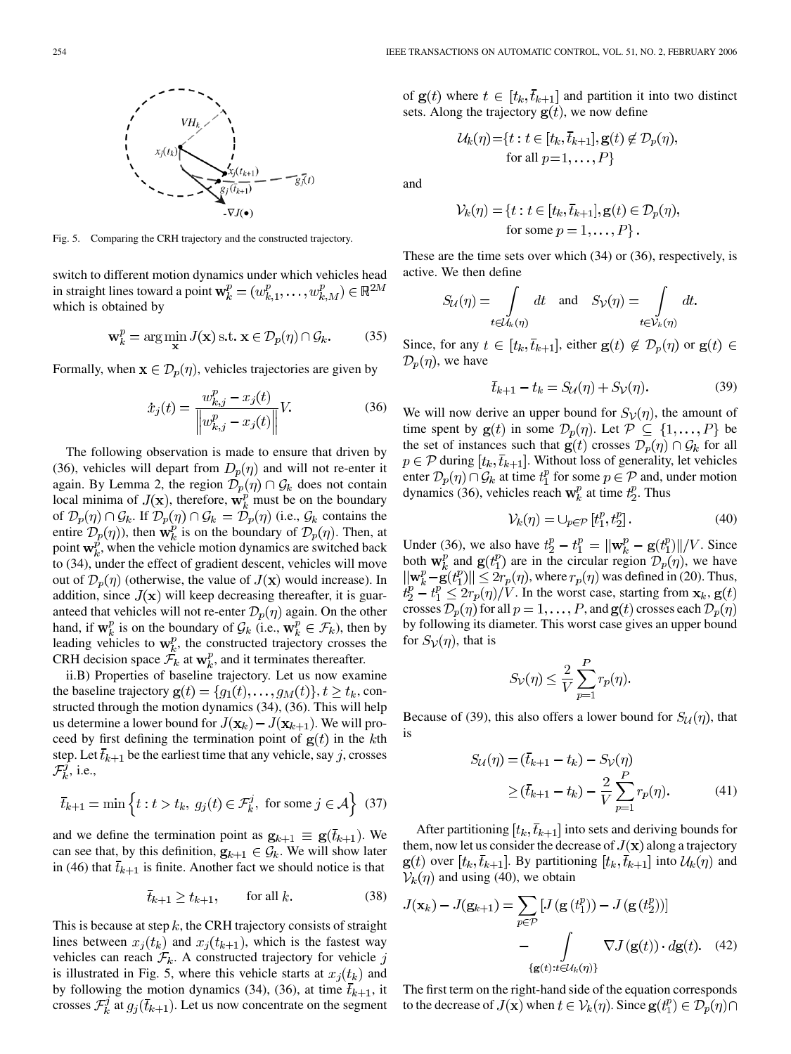Fig. 5. Comparing the CRH trajectory and the constructed trajectory.

switch to different motion dynamics under which vehicles head in straight lines toward a point $\mathbf{w}_k^p = (w_{k,1}^p, \ldots, w_{k,M}^p) \in \mathbb{R}^{2M}$ which is obtained by

$$\mathbf{w}_k^p = \arg\min_{\mathbf{x}} J(\mathbf{x}) \text{ s.t. } \mathbf{x} \in \mathcal{D}_p(\eta) \cap \mathcal{G}_k. \tag{35}$$

Formally, when $\mathbf{x} \in \mathcal{D}_p(\eta)$, vehicles trajectories are given by

$$\dot{x}_j(t) = \frac{w_{k,j}^p - x_j(t)}{\left\| w_{k,j}^p - x_j(t) \right\|} V. \tag{36}$$

The following observation is made to ensure that driven by (36), vehicles will depart from $D_p(\eta)$ and will not re-enter it again. By Lemma 2, the region $\mathcal{D}_p(\eta) \cap \mathcal{G}_k$ does not contain local minima of $J(\mathbf{x})$, therefore, $\mathbf{w}_k^p$ must be on the boundary of $\mathcal{D}_p(\eta) \cap \mathcal{G}_k$. If $\mathcal{D}_p(\eta) \cap \mathcal{G}_k = \mathcal{D}_p(\eta)$ (i.e., $\mathcal{G}_k$ contains the entire $\mathcal{D}_p(\eta)$), then $\mathbf{w}_k^p$ is on the boundary of $\mathcal{D}_p(\eta)$. Then, at point $\mathbf{w}_k^p$, when the vehicle motion dynamics are switched back to (34), under the effect of gradient descent, vehicles will move out of $\mathcal{D}_p(\eta)$ (otherwise, the value of $J(\mathbf{x})$ would increase). In addition, since $J(\mathbf{x})$ will keep decreasing thereafter, it is guaranteed that vehicles will not re-enter $\mathcal{D}_p(\eta)$ again. On the other hand, if $\mathbf{w}_k^p$ is on the boundary of $\mathcal{G}_k$ (i.e., $\mathbf{w}_k^p \in \mathcal{F}_k$), then by leading vehicles to $\mathbf{w}_k^p$, the constructed trajectory crosses the CRH decision space $\mathcal{F}_k$ at $\mathbf{w}_k^p$, and it terminates thereafter.

ii.B) Properties of baseline trajectory. Let us now examine the baseline trajectory $\mathbf{g}(t) = \{g_1(t), \ldots, g_M(t)\}, t \geq t_k$, constructed through the motion dynamics (34), (36). This will help us determine a lower bound for $J(\mathbf{x}_k) - J(\mathbf{x}_{k+1})$. We will proceed by first defining the termination point of $\mathbf{g}(t)$ in the $k$th step. Let $\bar{t}_{k+1}$ be the earliest time that any vehicle, say $j$, crosses $\mathcal{F}_k^j$, i.e.,

$$\bar{t}_{k+1} = \min\left\{t : t > t_k,\ g_j(t) \in \mathcal{F}_k^j, \text{ for some } j \in \mathcal{A}\right\} \tag{37}$$

and we define the termination point as $\mathbf{g}_{k+1} \equiv \mathbf{g}(\bar{t}_{k+1})$. We can see that, by this definition, $\mathbf{g}_{k+1} \in \mathcal{G}_k$. We will show later in (46) that $\bar{t}_{k+1}$ is finite. Another fact we should notice is that

$$\bar{t}_{k+1} \geq t_{k+1}, \qquad \text{for all } k. \tag{38}$$

This is because at step $k$, the CRH trajectory consists of straight lines between $x_j(t_k)$ and $x_j(t_{k+1})$, which is the fastest way vehicles can reach $\mathcal{F}_k$. A constructed trajectory for vehicle $j$ is illustrated in Fig. 5, where this vehicle starts at $x_j(t_k)$ and by following the motion dynamics (34), (36), at time $\bar{t}_{k+1}$, it crosses $\mathcal{F}_k^j$ at $g_j(\bar{t}_{k+1})$. Let us now concentrate on the segment of $\mathbf{g}(t)$ where $t \in [t_k, \bar{t}_{k+1}]$ and partition it into two distinct sets. Along the trajectory $\mathbf{g}(t)$, we now define

$$\mathcal{U}_k(\eta) = \{t : t \in [t_k, \bar{t}_{k+1}], \mathbf{g}(t) \notin \mathcal{D}_p(\eta), \text{ for all } p = 1, \ldots, P\}$$

and

$$\mathcal{V}_k(\eta) = \{t : t \in [t_k, \bar{t}_{k+1}], \mathbf{g}(t) \in \mathcal{D}_p(\eta), \text{ for some } p = 1, \ldots, P\}.$$

These are the time sets over which (34) or (36), respectively, is active. We then define

$$S_{\mathcal{U}}(\eta) = \int_{t \in \mathcal{U}_k(\eta)} dt \quad \text{and} \quad S_{\mathcal{V}}(\eta) = \int_{t \in \mathcal{V}_k(\eta)} dt.$$

Since, for any $t \in [t_k, \bar{t}_{k+1}]$, either $\mathbf{g}(t) \notin \mathcal{D}_p(\eta)$ or $\mathbf{g}(t) \in \mathcal{D}_p(\eta)$, we have

$$\bar{t}_{k+1} - t_k = S_{\mathcal{U}}(\eta) + S_{\mathcal{V}}(\eta). \tag{39}$$

We will now derive an upper bound for $S_{\mathcal{V}}(\eta)$, the amount of time spent by $\mathbf{g}(t)$ in some $\mathcal{D}_p(\eta)$. Let $\mathcal{P} \subseteq \{1, \ldots, P\}$ be the set of instances such that $\mathbf{g}(t)$ crosses $\mathcal{D}_p(\eta) \cap \mathcal{G}_k$ for all $p \in \mathcal{P}$ during $[t_k, \bar{t}_{k+1}]$. Without loss of generality, let vehicles enter $\mathcal{D}_p(\eta) \cap \mathcal{G}_k$ at time $t_1^p$ for some $p \in \mathcal{P}$ and, under motion dynamics (36), vehicles reach $\mathbf{w}_k^p$ at time $t_2^p$. Thus

$$\mathcal{V}_k(\eta) = \cup_{p \in \mathcal{P}} \left[t_1^p, t_2^p\right]. \tag{40}$$

Under (36), we also have $t_2^p - t_1^p = \|\mathbf{w}_k^p - \mathbf{g}(t_1^p)\|/V$. Since both $\mathbf{w}_k^p$ and $\mathbf{g}(t_1^p)$ are in the circular region $\mathcal{D}_p(\eta)$, we have $\|\mathbf{w}_k^p - \mathbf{g}(t_1^p)\| \leq 2r_p(\eta)$, where $r_p(\eta)$ was defined in (20). Thus, $t_2^p - t_1^p \leq 2r_p(\eta)/V$. In the worst case, starting from $\mathbf{x}_k$, $\mathbf{g}(t)$ crosses $\mathcal{D}_p(\eta)$ for all $p = 1, \ldots, P$, and $\mathbf{g}(t)$ crosses each $\mathcal{D}_p(\eta)$ by following its diameter. This worst case gives an upper bound for $S_{\mathcal{V}}(\eta)$, that is

$$S_{\mathcal{V}}(\eta) \leq \frac{2}{V} \sum_{p=1}^{P} r_p(\eta).$$

Because of (39), this also offers a lower bound for $S_{\mathcal{U}}(\eta)$, that is

$$\begin{aligned} S_{\mathcal{U}}(\eta) &= (\bar{t}_{k+1} - t_k) - S_{\mathcal{V}}(\eta) \\ &\geq (\bar{t}_{k+1} - t_k) - \frac{2}{V} \sum_{p=1}^{P} r_p(\eta). \end{aligned} \tag{41}$$

After partitioning $[t_k, \bar{t}_{k+1}]$ into sets and deriving bounds for them, now let us consider the decrease of $J(\mathbf{x})$ along a trajectory $\mathbf{g}(t)$ over $[t_k, \bar{t}_{k+1}]$. By partitioning $[t_k, \bar{t}_{k+1}]$ into $\mathcal{U}_k(\eta)$ and $\mathcal{V}_k(\eta)$ and using (40), we obtain

$$\begin{aligned} J(\mathbf{x}_k) - J(\mathbf{g}_{k+1}) = &\sum_{p \in \mathcal{P}} \left[J\left(\mathbf{g}\left(t_1^p\right)\right) - J\left(\mathbf{g}\left(t_2^p\right)\right)\right] \\ &- \int_{\{\mathbf{g}(t) : t \in \mathcal{U}_k(\eta)\}} \nabla J\left(\mathbf{g}(t)\right) \cdot d\mathbf{g}(t). \end{aligned} \tag{42}$$

The first term on the right-hand side of the equation corresponds to the decrease of $J(\mathbf{x})$ when $t \in \mathcal{V}_k(\eta)$. Since $\mathbf{g}(t_1^p) \in \mathcal{D}_p(\eta) \cap$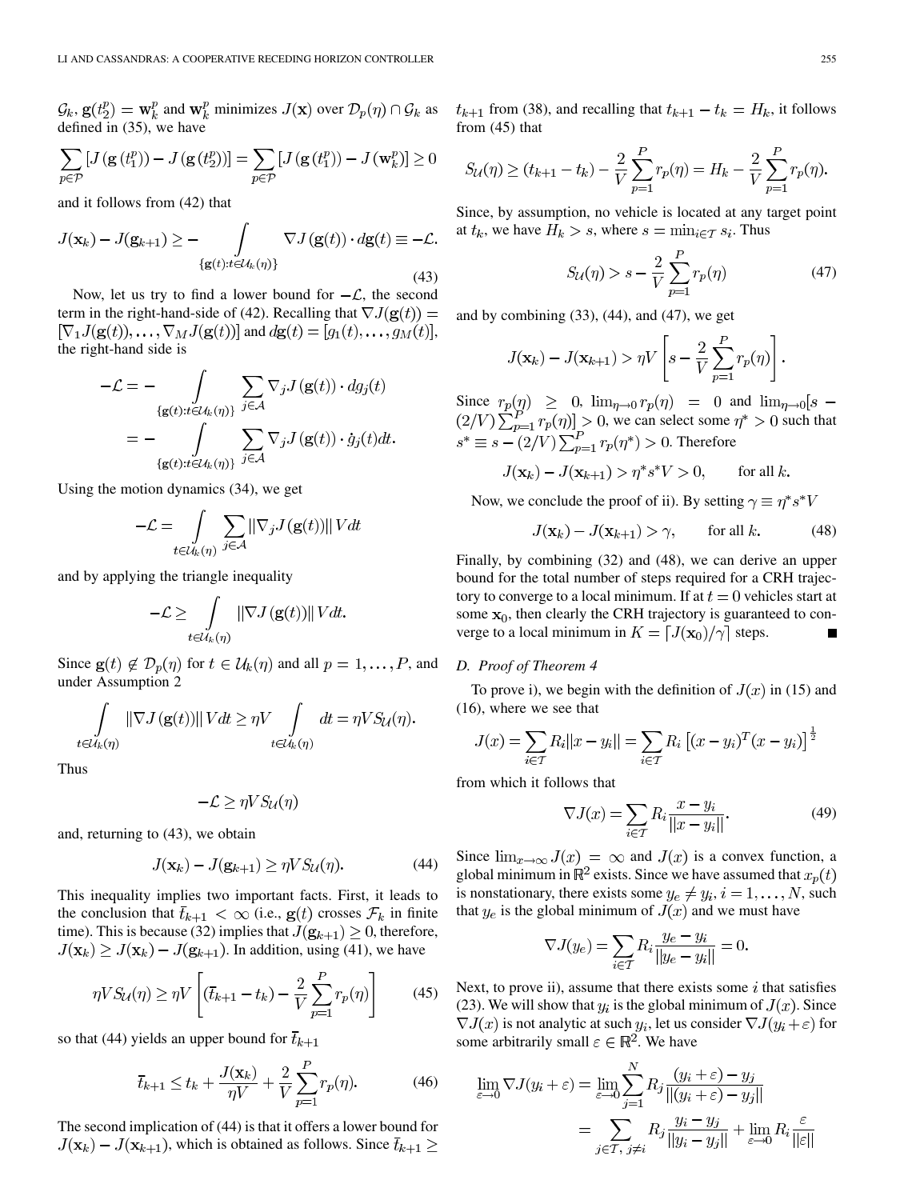$\mathcal{G}_k$, $\mathbf{g}(t_2^p) = \mathbf{w}_k^p$ and $\mathbf{w}_k^p$ minimizes $J(\mathbf{x})$ over $\mathcal{D}_p(\eta) \cap \mathcal{G}_k$ as defined in (35), we have

$$\sum_{p\in\mathcal{P}} [J(\mathbf{g}(t_1^p)) - J(\mathbf{g}(t_2^p))] = \sum_{p\in\mathcal{P}} [J(\mathbf{g}(t_1^p)) - J(\mathbf{w}_k^p)] \geq 0$$

and it follows from (42) that

$$J(\mathbf{x}_k) - J(\mathbf{g}_{k+1}) \geq - \int_{\{\mathbf{g}(t): t\in\mathcal{U}_k(\eta)\}} \nabla J(\mathbf{g}(t)) \cdot d\mathbf{g}(t) \equiv -\mathcal{L}. \tag{43}$$

Now, let us try to find a lower bound for $-\mathcal{L}$, the second term in the right-hand-side of (42). Recalling that $\nabla J(\mathbf{g}(t)) = [\nabla_1 J(\mathbf{g}(t)), \ldots, \nabla_M J(\mathbf{g}(t))]$ and $d\mathbf{g}(t) = [g_1(t), \ldots, g_M(t)]$, the right-hand side is

$$\begin{aligned}
-\mathcal{L} &= - \int_{\{\mathbf{g}(t): t\in\mathcal{U}_k(\eta)\}} \sum_{j\in\mathcal{A}} \nabla_j J(\mathbf{g}(t)) \cdot dg_j(t) \\
&= - \int_{\{\mathbf{g}(t): t\in\mathcal{U}_k(\eta)\}} \sum_{j\in\mathcal{A}} \nabla_j J(\mathbf{g}(t)) \cdot \dot{g}_j(t) dt.
\end{aligned}$$

Using the motion dynamics (34), we get

$$-\mathcal{L} = \int_{t\in\mathcal{U}_k(\eta)} \sum_{j\in\mathcal{A}} \|\nabla_j J(\mathbf{g}(t))\| V dt$$

and by applying the triangle inequality

$$-\mathcal{L} \geq \int_{t\in\mathcal{U}_k(\eta)} \|\nabla J(\mathbf{g}(t))\| V dt.$$

Since $\mathbf{g}(t) \notin \mathcal{D}_p(\eta)$ for $t \in \mathcal{U}_k(\eta)$ and all $p = 1, \ldots, P$, and under Assumption 2

$$\int_{t\in\mathcal{U}_k(\eta)} \|\nabla J(\mathbf{g}(t))\| V dt \geq \eta V \int_{t\in\mathcal{U}_k(\eta)} dt = \eta V S_{\mathcal{U}}(\eta).$$

Thus

$$-\mathcal{L} \geq \eta V S_{\mathcal{U}}(\eta)$$

and, returning to (43), we obtain

$$J(\mathbf{x}_k) - J(\mathbf{g}_{k+1}) \geq \eta V S_{\mathcal{U}}(\eta). \tag{44}$$

This inequality implies two important facts. First, it leads to the conclusion that $\bar{t}_{k+1} < \infty$ (i.e., $\mathbf{g}(t)$ crosses $\mathcal{F}_k$ in finite time). This is because (32) implies that $J(\mathbf{g}_{k+1}) \geq 0$, therefore, $J(\mathbf{x}_k) \geq J(\mathbf{x}_k) - J(\mathbf{g}_{k+1})$. In addition, using (41), we have

$$\eta V S_{\mathcal{U}}(\eta) \geq \eta V \left[ (\bar{t}_{k+1} - t_k) - \frac{2}{V} \sum_{p=1}^{P} r_p(\eta) \right] \tag{45}$$

so that (44) yields an upper bound for $\bar{t}_{k+1}$

$$\bar{t}_{k+1} \leq t_k + \frac{J(\mathbf{x}_k)}{\eta V} + \frac{2}{V} \sum_{p=1}^{P} r_p(\eta). \tag{46}$$

The second implication of (44) is that it offers a lower bound for $J(\mathbf{x}_k) - J(\mathbf{x}_{k+1})$, which is obtained as follows. Since $\bar{t}_{k+1} \geq t_{k+1}$ from (38), and recalling that $t_{k+1} - t_k = H_k$, it follows from (45) that

$$S_{\mathcal{U}}(\eta) \geq (t_{k+1} - t_k) - \frac{2}{V} \sum_{p=1}^{P} r_p(\eta) = H_k - \frac{2}{V} \sum_{p=1}^{P} r_p(\eta).$$

Since, by assumption, no vehicle is located at any target point at $t_k$, we have $H_k > s$, where $s = \min_{i\in\mathcal{T}} s_i$. Thus

$$S_{\mathcal{U}}(\eta) > s - \frac{2}{V} \sum_{p=1}^{P} r_p(\eta) \tag{47}$$

and by combining (33), (44), and (47), we get

$$J(\mathbf{x}_k) - J(\mathbf{x}_{k+1}) > \eta V \left[ s - \frac{2}{V} \sum_{p=1}^{P} r_p(\eta) \right].$$

Since $r_p(\eta) \geq 0$, $\lim_{\eta\to 0} r_p(\eta) = 0$ and $\lim_{\eta\to 0}[s - (2/V)\sum_{p=1}^{P} r_p(\eta)] > 0$, we can select some $\eta^* > 0$ such that $s^* \equiv s - (2/V)\sum_{p=1}^{P} r_p(\eta^*) > 0$. Therefore

$$J(\mathbf{x}_k) - J(\mathbf{x}_{k+1}) > \eta^* s^* V > 0, \qquad \text{for all } k.$$

Now, we conclude the proof of ii). By setting $\gamma \equiv \eta^* s^* V$

$$J(\mathbf{x}_k) - J(\mathbf{x}_{k+1}) > \gamma, \qquad \text{for all } k. \tag{48}$$

Finally, by combining (32) and (48), we can derive an upper bound for the total number of steps required for a CRH trajectory to converge to a local minimum. If at $t = 0$ vehicles start at some $\mathbf{x}_0$, then clearly the CRH trajectory is guaranteed to converge to a local minimum in $K = \lceil J(\mathbf{x}_0)/\gamma \rceil$ steps. ∎

### D. Proof of Theorem 4

To prove i), we begin with the definition of $J(x)$ in (15) and (16), where we see that

$$J(x) = \sum_{i\in\mathcal{T}} R_i \|x - y_i\| = \sum_{i\in\mathcal{T}} R_i \left[(x - y_i)^T (x - y_i)\right]^{\frac{1}{2}}$$

from which it follows that

$$\nabla J(x) = \sum_{i\in\mathcal{T}} R_i \frac{x - y_i}{\|x - y_i\|}. \tag{49}$$

Since $\lim_{x\to\infty} J(x) = \infty$ and $J(x)$ is a convex function, a global minimum in $\mathbb{R}^2$ exists. Since we have assumed that $x_p(t)$ is nonstationary, there exists some $y_e \neq y_i$, $i = 1, \ldots, N$, such that $y_e$ is the global minimum of $J(x)$ and we must have

$$\nabla J(y_e) = \sum_{i\in\mathcal{T}} R_i \frac{y_e - y_i}{\|y_e - y_i\|} = 0.$$

Next, to prove ii), assume that there exists some $i$ that satisfies (23). We will show that $y_i$ is the global minimum of $J(x)$. Since $\nabla J(x)$ is not analytic at such $y_i$, let us consider $\nabla J(y_i + \varepsilon)$ for some arbitrarily small $\varepsilon \in \mathbb{R}^2$. We have

$$\begin{aligned}
\lim_{\varepsilon\to 0} \nabla J(y_i + \varepsilon) &= \lim_{\varepsilon\to 0} \sum_{j=1}^{N} R_j \frac{(y_i + \varepsilon) - y_j}{\|(y_i + \varepsilon) - y_j\|} \\
&= \sum_{j\in\mathcal{T},\, j\neq i} R_j \frac{y_i - y_j}{\|y_i - y_j\|} + \lim_{\varepsilon\to 0} R_i \frac{\varepsilon}{\|\varepsilon\|}
\end{aligned}$$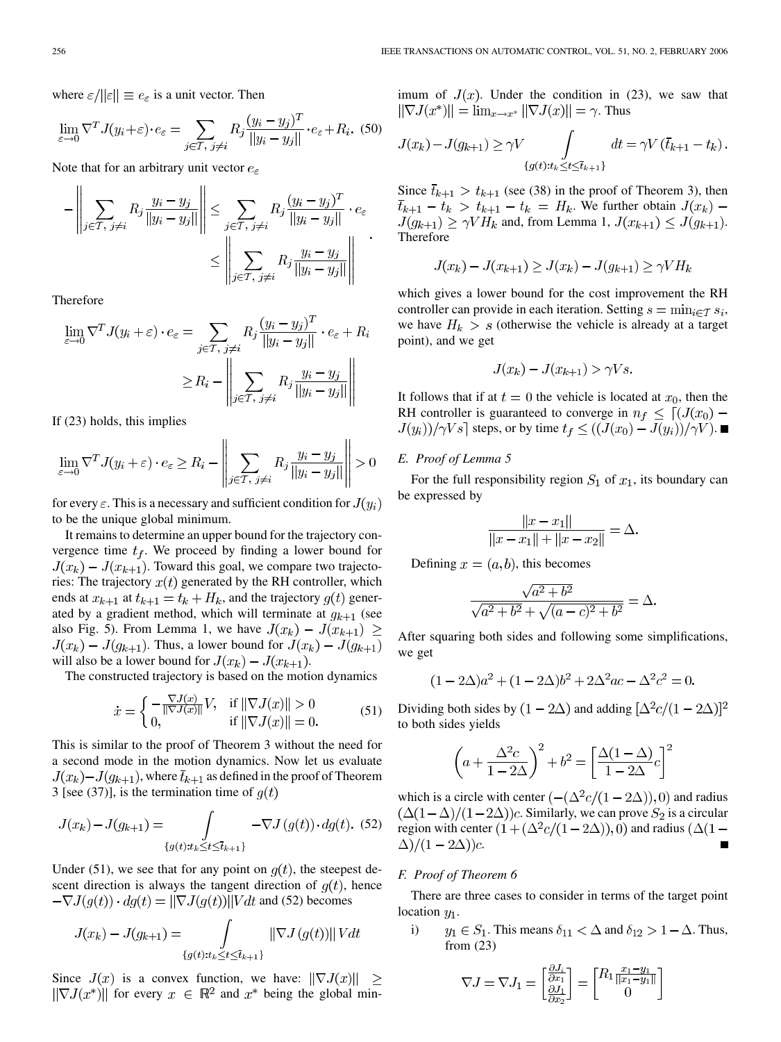where $\varepsilon/\|\varepsilon\| \equiv e_\varepsilon$ is a unit vector. Then

$$\lim_{\varepsilon\to 0} \nabla^T J(y_i+\varepsilon)\cdot e_\varepsilon = \sum_{j\in\mathcal{T},\, j\neq i} R_j \frac{(y_i-y_j)^T}{\|y_i-y_j\|}\cdot e_\varepsilon + R_i. \quad (50)$$

Note that for an arbitrary unit vector $e_\varepsilon$

$$-\left\| \sum_{j\in\mathcal{T},\, j\neq i} R_j \frac{y_i-y_j}{\|y_i-y_j\|}\right\| \leq \sum_{j\in\mathcal{T},\, j\neq i} R_j \frac{(y_i-y_j)^T}{\|y_i-y_j\|}\cdot e_\varepsilon \leq \left\| \sum_{j\in\mathcal{T},\, j\neq i} R_j \frac{y_i-y_j}{\|y_i-y_j\|}\right\|.$$

Therefore

$$\lim_{\varepsilon\to 0} \nabla^T J(y_i+\varepsilon)\cdot e_\varepsilon = \sum_{j\in\mathcal{T},\, j\neq i} R_j \frac{(y_i-y_j)^T}{\|y_i-y_j\|}\cdot e_\varepsilon + R_i \geq R_i - \left\| \sum_{j\in\mathcal{T},\, j\neq i} R_j \frac{y_i-y_j}{\|y_i-y_j\|}\right\|$$

If (23) holds, this implies

$$\lim_{\varepsilon\to 0} \nabla^T J(y_i+\varepsilon)\cdot e_\varepsilon \geq R_i - \left\| \sum_{j\in\mathcal{T},\, j\neq i} R_j \frac{y_i-y_j}{\|y_i-y_j\|}\right\| > 0$$

for every $\varepsilon$. This is a necessary and sufficient condition for $J(y_i)$ to be the unique global minimum.

It remains to determine an upper bound for the trajectory convergence time $t_f$. We proceed by finding a lower bound for $J(x_k) - J(x_{k+1})$. Toward this goal, we compare two trajectories: The trajectory $x(t)$ generated by the RH controller, which ends at $x_{k+1}$ at $t_{k+1} = t_k + H_k$, and the trajectory $g(t)$ generated by a gradient method, which will terminate at $g_{k+1}$ (see also Fig. 5). From Lemma 1, we have $J(x_k) - J(x_{k+1}) \geq J(x_k) - J(g_{k+1})$. Thus, a lower bound for $J(x_k) - J(g_{k+1})$ will also be a lower bound for $J(x_k) - J(x_{k+1})$.

The constructed trajectory is based on the motion dynamics

$$\dot{x} = \begin{cases} -\frac{\nabla J(x)}{\|\nabla J(x)\|}V, & \text{if } \|\nabla J(x)\| > 0 \\ 0, & \text{if } \|\nabla J(x)\| = 0. \end{cases} \quad (51)$$

This is similar to the proof of Theorem 3 without the need for a second mode in the motion dynamics. Now let us evaluate $J(x_k) - J(g_{k+1})$, where $\bar{t}_{k+1}$ as defined in the proof of Theorem 3 [see (37)], is the termination time of $g(t)$

$$J(x_k) - J(g_{k+1}) = \int_{\{g(t): t_k \leq t \leq \bar{t}_{k+1}\}} -\nabla J(g(t))\cdot dg(t). \quad (52)$$

Under (51), we see that for any point on $g(t)$, the steepest descent direction is always the tangent direction of $g(t)$, hence $-\nabla J(g(t))\cdot dg(t) = \|\nabla J(g(t))\| V dt$ and (52) becomes

$$J(x_k) - J(g_{k+1}) = \int_{\{g(t): t_k \leq t \leq \bar{t}_{k+1}\}} \|\nabla J(g(t))\| V dt$$

Since $J(x)$ is a convex function, we have: $\|\nabla J(x)\| \geq \|\nabla J(x^*)\|$ for every $x \in \mathbb{R}^2$ and $x^*$ being the global minimum of $J(x)$. Under the condition in (23), we saw that $\|\nabla J(x^*)\| = \lim_{x\to x^*}\|\nabla J(x)\| = \gamma$. Thus

$$J(x_k) - J(g_{k+1}) \geq \gamma V \int_{\{g(t): t_k \leq t \leq \bar{t}_{k+1}\}} dt = \gamma V\left(\bar{t}_{k+1} - t_k\right).$$

Since $\bar{t}_{k+1} > t_{k+1}$ (see (38) in the proof of Theorem 3), then $\bar{t}_{k+1} - t_k > t_{k+1} - t_k = H_k$. We further obtain $J(x_k) - J(g_{k+1}) \geq \gamma V H_k$ and, from Lemma 1, $J(x_{k+1}) \leq J(g_{k+1})$. Therefore

$$J(x_k) - J(x_{k+1}) \geq J(x_k) - J(g_{k+1}) \geq \gamma V H_k$$

which gives a lower bound for the cost improvement the RH controller can provide in each iteration. Setting $s = \min_{i\in\mathcal{T}} s_i$, we have $H_k > s$ (otherwise the vehicle is already at a target point), and we get

$$J(x_k) - J(x_{k+1}) > \gamma V s.$$

It follows that if at $t = 0$ the vehicle is located at $x_0$, then the RH controller is guaranteed to converge in $n_f \leq \lceil (J(x_0) - J(y_i))/\gamma V s\rceil$ steps, or by time $t_f \leq ((J(x_0) - J(y_i))/\gamma V)$. ∎

### E. Proof of Lemma 5

For the full responsibility region $S_1$ of $x_1$, its boundary can be expressed by

$$\frac{\|x-x_1\|}{\|x-x_1\| + \|x-x_2\|} = \Delta.$$

Defining $x = (a,b)$, this becomes

$$\frac{\sqrt{a^2+b^2}}{\sqrt{a^2+b^2} + \sqrt{(a-c)^2+b^2}} = \Delta.$$

After squaring both sides and following some simplifications, we get

$$(1-2\Delta)a^2 + (1-2\Delta)b^2 + 2\Delta^2 ac - \Delta^2 c^2 = 0.$$

Dividing both sides by $(1-2\Delta)$ and adding $[\Delta^2 c/(1-2\Delta)]^2$ to both sides yields

$$\left(a + \frac{\Delta^2 c}{1-2\Delta}\right)^2 + b^2 = \left[\frac{\Delta(1-\Delta)}{1-2\Delta}c\right]^2$$

which is a circle with center $(-(\Delta^2 c/(1-2\Delta)), 0)$ and radius $(\Delta(1-\Delta)/(1-2\Delta))c$. Similarly, we can prove $S_2$ is a circular region with center $(1 + (\Delta^2 c/(1-2\Delta)), 0)$ and radius $(\Delta(1-\Delta)/(1-2\Delta))c$. ∎

### F. Proof of Theorem 6

There are three cases to consider in terms of the target point location $y_1$.

i) $y_1 \in S_1$. This means $\delta_{11} < \Delta$ and $\delta_{12} > 1-\Delta$. Thus, from (23)

$$\nabla J = \nabla J_1 = \begin{bmatrix} \frac{\partial J_1}{\partial x_1} \\ \frac{\partial J_1}{\partial x_2} \end{bmatrix} = \begin{bmatrix} R_1 \frac{x_1-y_1}{\|x_1-y_1\|} \\ 0 \end{bmatrix}$$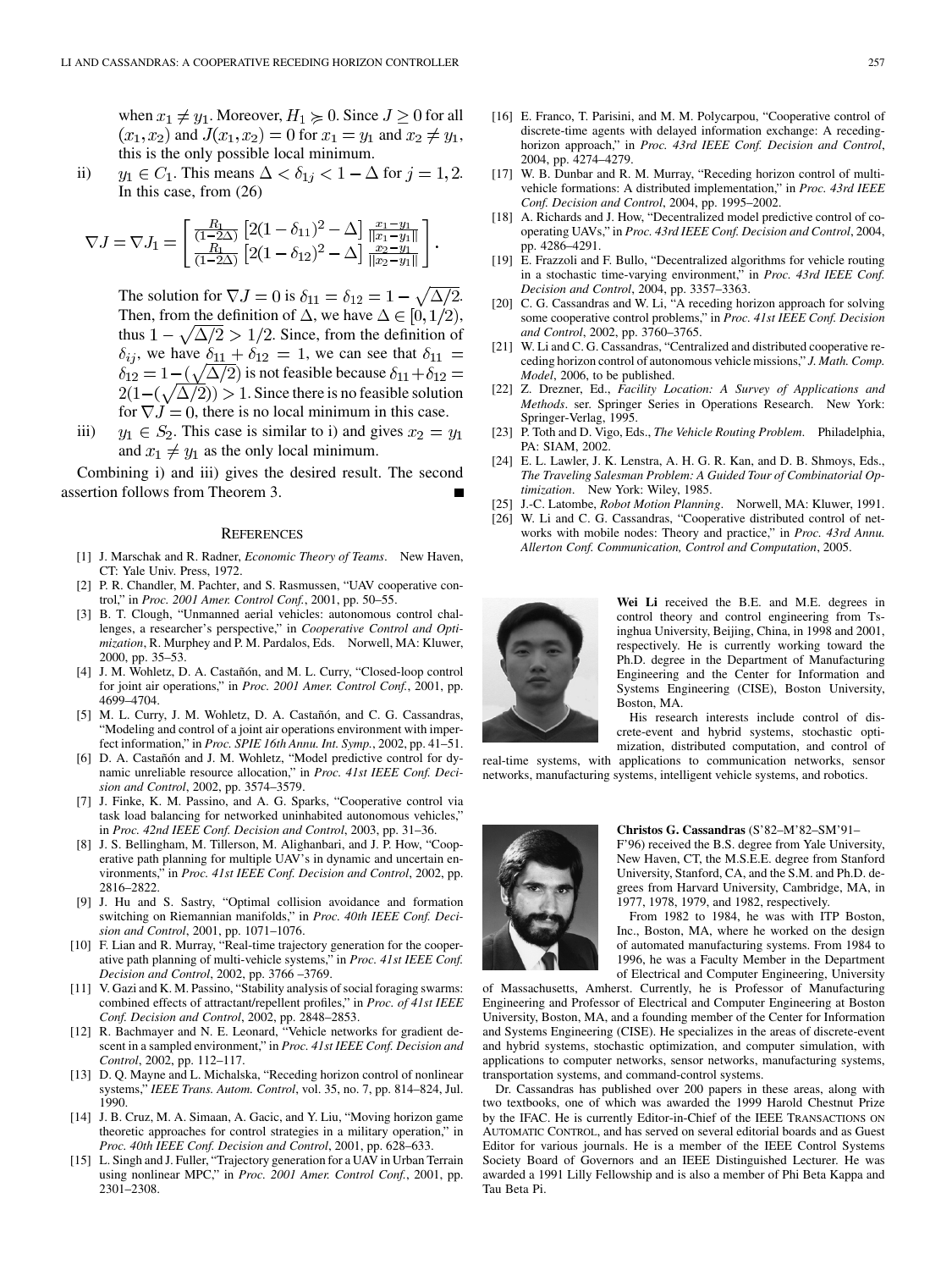when $x_1 \neq y_1$. Moreover, $H_1 \succcurlyeq 0$. Since $J \geq 0$ for all $(x_1, x_2)$ and $J(x_1, x_2) = 0$ for $x_1 = y_1$ and $x_2 \neq y_1$, this is the only possible local minimum.

ii) $y_1 \in C_1$. This means $\Delta < \delta_{1j} < 1 - \Delta$ for $j = 1, 2$. In this case, from (26)

$$\nabla J = \nabla J_1 = \begin{bmatrix} \frac{R_1}{(1-2\Delta)} \left[2(1-\delta_{11})^2 - \Delta\right] \frac{x_1 - y_1}{\|x_1 - y_1\|} \\ \frac{R_1}{(1-2\Delta)} \left[2(1-\delta_{12})^2 - \Delta\right] \frac{x_2 - y_1}{\|x_2 - y_1\|} \end{bmatrix}.$$

The solution for $\nabla J = 0$ is $\delta_{11} = \delta_{12} = 1 - \sqrt{\Delta/2}$. Then, from the definition of $\Delta$, we have $\Delta \in [0, 1/2)$, thus $1 - \sqrt{\Delta/2} > 1/2$. Since, from the definition of $\delta_{ij}$, we have $\delta_{11} + \delta_{12} = 1$, we can see that $\delta_{11} = \delta_{12} = 1 - (\sqrt{\Delta/2})$ is not feasible because $\delta_{11} + \delta_{12} = 2(1 - (\sqrt{\Delta/2})) > 1$. Since there is no feasible solution for $\nabla J = 0$, there is no local minimum in this case.

iii) $y_1 \in S_2$. This case is similar to i) and gives $x_2 = y_1$ and $x_1 \neq y_1$ as the only local minimum.

Combining i) and iii) gives the desired result. The second assertion follows from Theorem 3. ■

## References

[1] J. Marschak and R. Radner, *Economic Theory of Teams*. New Haven, CT: Yale Univ. Press, 1972.

[2] P. R. Chandler, M. Pachter, and S. Rasmussen, "UAV cooperative control," in *Proc. 2001 Amer. Control Conf.*, 2001, pp. 50–55.

[3] B. T. Clough, "Unmanned aerial vehicles: autonomous control challenges, a researcher's perspective," in *Cooperative Control and Optimization*, R. Murphey and P. M. Pardalos, Eds. Norwell, MA: Kluwer, 2000, pp. 35–53.

[4] J. M. Wohletz, D. A. Castañón, and M. L. Curry, "Closed-loop control for joint air operations," in *Proc. 2001 Amer. Control Conf.*, 2001, pp. 4699–4704.

[5] M. L. Curry, J. M. Wohletz, D. A. Castañón, and C. G. Cassandras, "Modeling and control of a joint air operations environment with imperfect information," in *Proc. SPIE 16th Annu. Int. Symp.*, 2002, pp. 41–51.

[6] D. A. Castañón and J. M. Wohletz, "Model predictive control for dynamic unreliable resource allocation," in *Proc. 41st IEEE Conf. Decision and Control*, 2002, pp. 3574–3579.

[7] J. Finke, K. M. Passino, and A. G. Sparks, "Cooperative control via task load balancing for networked uninhabited autonomous vehicles," in *Proc. 42nd IEEE Conf. Decision and Control*, 2003, pp. 31–36.

[8] J. S. Bellingham, M. Tillerson, M. Alighanbari, and J. P. How, "Cooperative path planning for multiple UAV's in dynamic and uncertain environments," in *Proc. 41st IEEE Conf. Decision and Control*, 2002, pp. 2816–2822.

[9] J. Hu and S. Sastry, "Optimal collision avoidance and formation switching on Riemannian manifolds," in *Proc. 40th IEEE Conf. Decision and Control*, 2001, pp. 1071–1076.

[10] F. Lian and R. Murray, "Real-time trajectory generation for the cooperative path planning of multi-vehicle systems," in *Proc. 41st IEEE Conf. Decision and Control*, 2002, pp. 3766 –3769.

[11] V. Gazi and K. M. Passino, "Stability analysis of social foraging swarms: combined effects of attractant/repellent profiles," in *Proc. of 41st IEEE Conf. Decision and Control*, 2002, pp. 2848–2853.

[12] R. Bachmayer and N. E. Leonard, "Vehicle networks for gradient descent in a sampled environment," in *Proc. 41st IEEE Conf. Decision and Control*, 2002, pp. 112–117.

[13] D. Q. Mayne and L. Michalska, "Receding horizon control of nonlinear systems," *IEEE Trans. Autom. Control*, vol. 35, no. 7, pp. 814–824, Jul. 1990.

[14] J. B. Cruz, M. A. Simaan, A. Gacic, and Y. Liu, "Moving horizon game theoretic approaches for control strategies in a military operation," in *Proc. 40th IEEE Conf. Decision and Control*, 2001, pp. 628–633.

[15] L. Singh and J. Fuller, "Trajectory generation for a UAV in Urban Terrain using nonlinear MPC," in *Proc. 2001 Amer. Control Conf.*, 2001, pp. 2301–2308.

[16] E. Franco, T. Parisini, and M. M. Polycarpou, "Cooperative control of discrete-time agents with delayed information exchange: A receding-horizon approach," in *Proc. 43rd IEEE Conf. Decision and Control*, 2004, pp. 4274–4279.

[17] W. B. Dunbar and R. M. Murray, "Receding horizon control of multi-vehicle formations: A distributed implementation," in *Proc. 43rd IEEE Conf. Decision and Control*, 2004, pp. 1995–2002.

[18] A. Richards and J. How, "Decentralized model predictive control of cooperating UAVs," in *Proc. 43rd IEEE Conf. Decision and Control*, 2004, pp. 4286–4291.

[19] E. Frazzoli and F. Bullo, "Decentralized algorithms for vehicle routing in a stochastic time-varying environment," in *Proc. 43rd IEEE Conf. Decision and Control*, 2004, pp. 3357–3363.

[20] C. G. Cassandras and W. Li, "A receding horizon approach for solving some cooperative control problems," in *Proc. 41st IEEE Conf. Decision and Control*, 2002, pp. 3760–3765.

[21] W. Li and C. G. Cassandras, "Centralized and distributed cooperative receding horizon control of autonomous vehicle missions," *J. Math. Comp. Model*, 2006, to be published.

[22] Z. Drezner, Ed., *Facility Location: A Survey of Applications and Methods*. ser. Springer Series in Operations Research. New York: Springer-Verlag, 1995.

[23] P. Toth and D. Vigo, Eds., *The Vehicle Routing Problem*. Philadelphia, PA: SIAM, 2002.

[24] E. L. Lawler, J. K. Lenstra, A. H. G. R. Kan, and D. B. Shmoys, Eds., *The Traveling Salesman Problem: A Guided Tour of Combinatorial Optimization*. New York: Wiley, 1985.

[25] J.-C. Latombe, *Robot Motion Planning*. Norwell, MA: Kluwer, 1991.

[26] W. Li and C. G. Cassandras, "Cooperative distributed control of networks with mobile nodes: Theory and practice," in *Proc. 43rd Annu. Allerton Conf. Communication, Control and Computation*, 2005.

**Wei Li** received the B.E. and M.E. degrees in control theory and control engineering from Tsinghua University, Beijing, China, in 1998 and 2001, respectively. He is currently working toward the Ph.D. degree in the Department of Manufacturing Engineering and the Center for Information and Systems Engineering (CISE), Boston University, Boston, MA.

His research interests include control of discrete-event and hybrid systems, stochastic optimization, distributed computation, and control of real-time systems, with applications to communication networks, sensor networks, manufacturing systems, intelligent vehicle systems, and robotics.

**Christos G. Cassandras** (S'82–M'82–SM'91–F'96) received the B.S. degree from Yale University, New Haven, CT, the M.S.E.E. degree from Stanford University, Stanford, CA, and the S.M. and Ph.D. degrees from Harvard University, Cambridge, MA, in 1977, 1978, 1979, and 1982, respectively.

From 1982 to 1984, he was with ITP Boston, Inc., Boston, MA, where he worked on the design of automated manufacturing systems. From 1984 to 1996, he was a Faculty Member in the Department of Electrical and Computer Engineering, University of Massachusetts, Amherst. Currently, he is Professor of Manufacturing Engineering and Professor of Electrical and Computer Engineering at Boston University, Boston, MA, and a founding member of the Center for Information and Systems Engineering (CISE). He specializes in the areas of discrete-event and hybrid systems, stochastic optimization, and computer simulation, with applications to computer networks, sensor networks, manufacturing systems, transportation systems, and command-control systems.

Dr. Cassandras has published over 200 papers in these areas, along with two textbooks, one of which was awarded the 1999 Harold Chestnut Prize by the IFAC. He is currently Editor-in-Chief of the IEEE TRANSACTIONS ON AUTOMATIC CONTROL, and has served on several editorial boards and as Guest Editor for various journals. He is a member of the IEEE Control Systems Society Board of Governors and an IEEE Distinguished Lecturer. He was awarded a 1991 Lilly Fellowship and is also a member of Phi Beta Kappa and Tau Beta Pi.